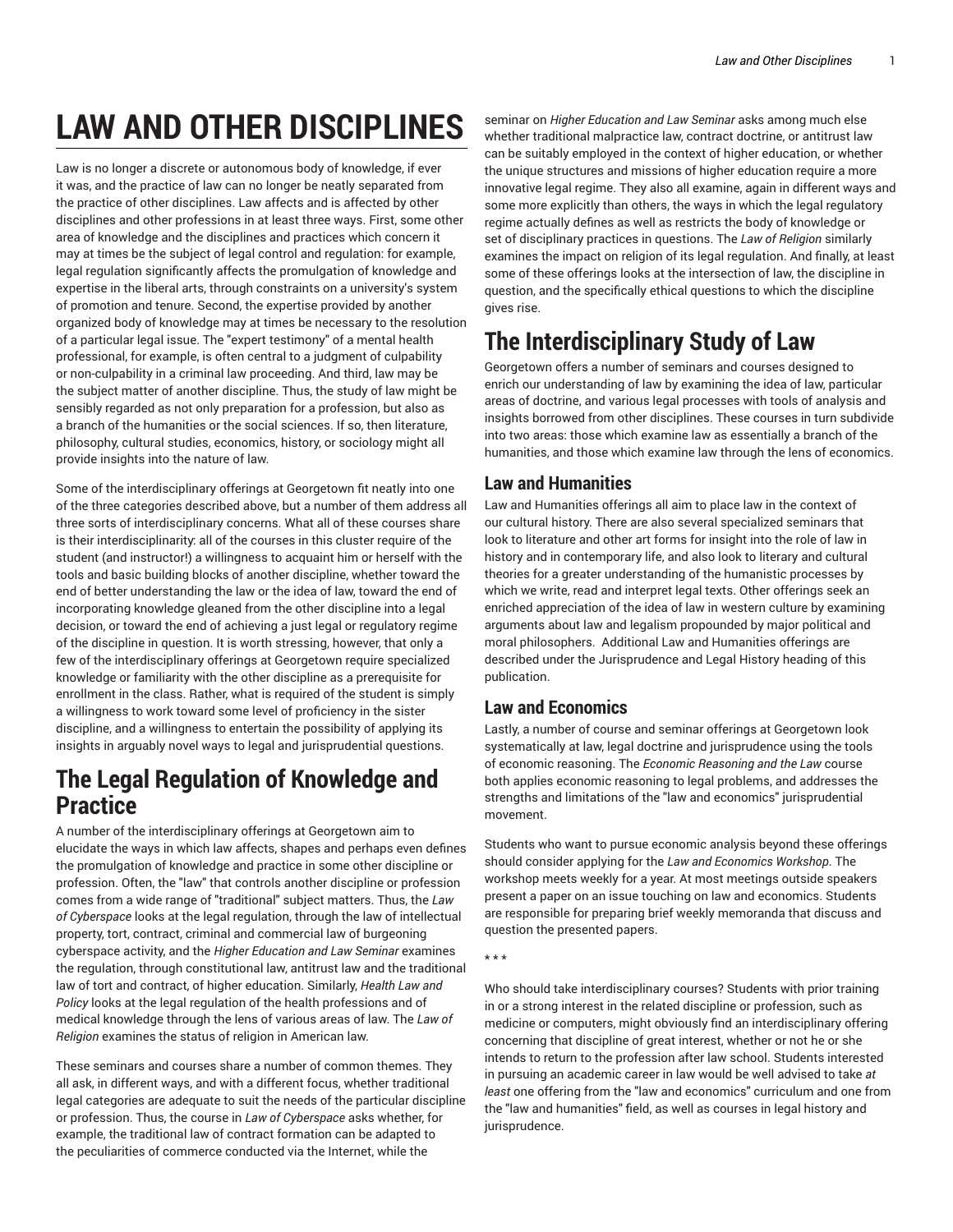# LAW AND OTHER DISCIPLINES

Law is no longer a discrete or autonomous body of knowledge, if ever it was, and the practice of law can no longer be neatly separated from the practice of other disciplines. Law affects and is affected by other disciplines and other professions in at least three ways. First, some other area of knowledge and the disciplines and practices which concern it may at times be the subject of legal control and regulation: for example, legal regulation significantly affects the promulgation of knowledge and expertise in the liberal arts, through constraints on a university's system of promotion and tenure. Second, the expertise provided by another organized body of knowledge may at times be necessary to the resolution of a particular legal issue. The "expert testimony" of a mental health professional, for example, is often central to a judgment of culpability or non-culpability in a criminal law proceeding. And third, law may be the subject matter of another discipline. Thus, the study of law might be sensibly regarded as not only preparation for a profession, but also as a branch of the humanities or the social sciences. If so, then literature, philosophy, cultural studies, economics, history, or sociology might all provide insights into the nature of law.

Some of the interdisciplinary offerings at Georgetown fit neatly into one of the three categories described above, but a number of them address all three sorts of interdisciplinary concerns. What all of these courses share is their interdisciplinarity: all of the courses in this cluster require of the student (and instructor!) a willingness to acquaint him or herself with the tools and basic building blocks of another discipline, whether toward the end of better understanding the law or the idea of law, toward the end of incorporating knowledge gleaned from the other discipline into a legal decision, or toward the end of achieving a just legal or regulatory regime of the discipline in question. It is worth stressing, however, that only a few of the interdisciplinary offerings at Georgetown require specialized knowledge or familiarity with the other discipline as a prerequisite for enrollment in the class. Rather, what is required of the student is simply a willingness to work toward some level of proficiency in the sister discipline, and a willingness to entertain the possibility of applying its insights in arguably novel ways to legal and jurisprudential questions.

## The Legal Regulation of Knowledge and Practice

A number of the interdisciplinary offerings at Georgetown aim to elucidate the ways in which law affects, shapes and perhaps even defines the promulgation of knowledge and practice in some other discipline or profession. Often, the "law" that controls another discipline or profession comes from a wide range of "traditional" subject matters. Thus, the *Law of Cyberspace* looks at the legal regulation, through the law of intellectual property, tort, contract, criminal and commercial law of burgeoning cyberspace activity, and the *Higher Education and Law Seminar* examines the regulation, through constitutional law, antitrust law and the traditional law of tort and contract, of higher education. Similarly, *Health Law and Policy* looks at the legal regulation of the health professions and of medical knowledge through the lens of various areas of law. The *Law of Religion* examines the status of religion in American law.

These seminars and courses share a number of common themes. They all ask, in different ways, and with a different focus, whether traditional legal categories are adequate to suit the needs of the particular discipline or profession. Thus, the course in *Law of Cyberspace* asks whether, for example, the traditional law of contract formation can be adapted to the peculiarities of commerce conducted via the Internet, while the seminar on *Higher Education and Law Seminar* asks among much else whether traditional malpractice law, contract doctrine, or antitrust law can be suitably employed in the context of higher education, or whether the unique structures and missions of higher education require a more innovative legal regime. They also all examine, again in different ways and some more explicitly than others, the ways in which the legal regulatory regime actually defines as well as restricts the body of knowledge or set of disciplinary practices in questions. The *Law of Religion* similarly examines the impact on religion of its legal regulation. And finally, at least some of these offerings looks at the intersection of law, the discipline in question, and the specifically ethical questions to which the discipline gives rise.

## The Interdisciplinary Study of Law

Georgetown offers a number of seminars and courses designed to enrich our understanding of law by examining the idea of law, particular areas of doctrine, and various legal processes with tools of analysis and insights borrowed from other disciplines. These courses in turn subdivide into two areas: those which examine law as essentially a branch of the humanities, and those which examine law through the lens of economics.

### Law and Humanities

Law and Humanities offerings all aim to place law in the context of our cultural history. There are also several specialized seminars that look to literature and other art forms for insight into the role of law in history and in contemporary life, and also look to literary and cultural theories for a greater understanding of the humanistic processes by which we write, read and interpret legal texts. Other offerings seek an enriched appreciation of the idea of law in western culture by examining arguments about law and legalism propounded by major political and moral philosophers. Additional Law and Humanities offerings are described under the Jurisprudence and Legal History heading of this publication.

### Law and Economics

Lastly, a number of course and seminar offerings at Georgetown look systematically at law, legal doctrine and jurisprudence using the tools of economic reasoning. The *Economic Reasoning and the Law* course both applies economic reasoning to legal problems, and addresses the strengths and limitations of the "law and economics" jurisprudential movement.

Students who want to pursue economic analysis beyond these offerings should consider applying for the *Law and Economics Workshop*. The workshop meets weekly for a year. At most meetings outside speakers present a paper on an issue touching on law and economics. Students are responsible for preparing brief weekly memoranda that discuss and question the presented papers.

* * *

Who should take interdisciplinary courses? Students with prior training in or a strong interest in the related discipline or profession, such as medicine or computers, might obviously find an interdisciplinary offering concerning that discipline of great interest, whether or not he or she intends to return to the profession after law school. Students interested in pursuing an academic career in law would be well advised to take *at least* one offering from the "law and economics" curriculum and one from the "law and humanities" field, as well as courses in legal history and jurisprudence.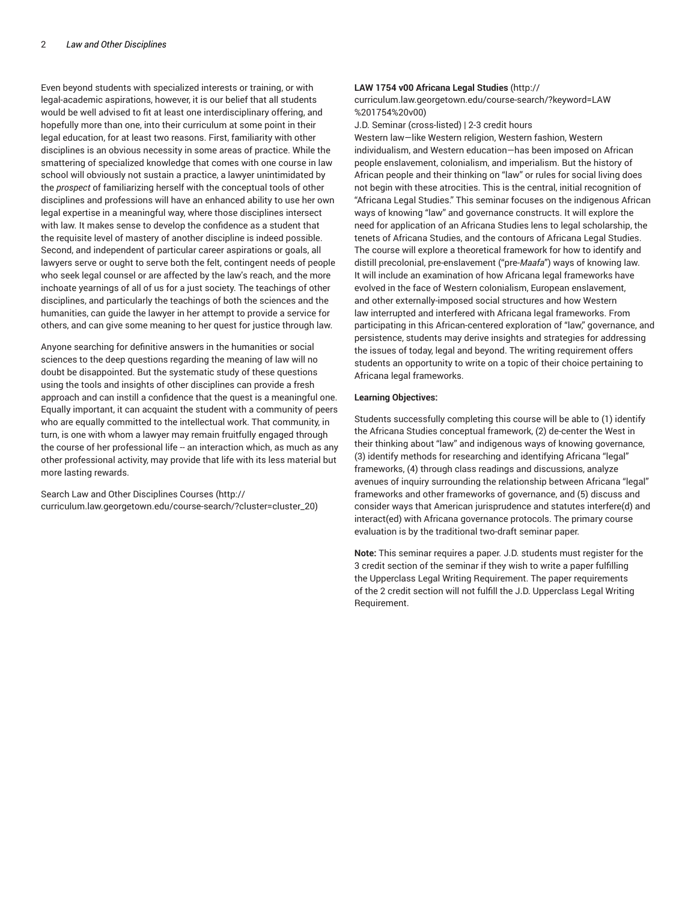Even beyond students with specialized interests or training, or with legal-academic aspirations, however, it is our belief that all students would be well advised to fit at least one interdisciplinary offering, and hopefully more than one, into their curriculum at some point in their legal education, for at least two reasons. First, familiarity with other disciplines is an obvious necessity in some areas of practice. While the smattering of specialized knowledge that comes with one course in law school will obviously not sustain a practice, a lawyer unintimidated by the *prospect* of familiarizing herself with the conceptual tools of other disciplines and professions will have an enhanced ability to use her own legal expertise in a meaningful way, where those disciplines intersect with law. It makes sense to develop the confidence as a student that the requisite level of mastery of another discipline is indeed possible. Second, and independent of particular career aspirations or goals, all lawyers serve or ought to serve both the felt, contingent needs of people who seek legal counsel or are affected by the law's reach, and the more inchoate yearnings of all of us for a just society. The teachings of other disciplines, and particularly the teachings of both the sciences and the humanities, can guide the lawyer in her attempt to provide a service for others, and can give some meaning to her quest for justice through law.

Anyone searching for definitive answers in the humanities or social sciences to the deep questions regarding the meaning of law will no doubt be disappointed. But the systematic study of these questions using the tools and insights of other disciplines can provide a fresh approach and can instill a confidence that the quest is a meaningful one. Equally important, it can acquaint the student with a community of peers who are equally committed to the intellectual work. That community, in turn, is one with whom a lawyer may remain fruitfully engaged through the course of her professional life -- an interaction which, as much as any other professional activity, may provide that life with its less material but more lasting rewards.

Search Law and Other Disciplines Courses (http://curriculum.law.georgetown.edu/course-search/?cluster=cluster_20)

**LAW 1754 v00 Africana Legal Studies** (http://curriculum.law.georgetown.edu/course-search/?keyword=LAW%201754%20v00)

J.D. Seminar (cross-listed) | 2-3 credit hours

Western law—like Western religion, Western fashion, Western individualism, and Western education—has been imposed on African people enslavement, colonialism, and imperialism. But the history of African people and their thinking on "law" or rules for social living does not begin with these atrocities. This is the central, initial recognition of "Africana Legal Studies." This seminar focuses on the indigenous African ways of knowing "law" and governance constructs. It will explore the need for application of an Africana Studies lens to legal scholarship, the tenets of Africana Studies, and the contours of Africana Legal Studies. The course will explore a theoretical framework for how to identify and distill precolonial, pre-enslavement ("pre-*Maafa*") ways of knowing law. It will include an examination of how Africana legal frameworks have evolved in the face of Western colonialism, European enslavement, and other externally-imposed social structures and how Western law interrupted and interfered with Africana legal frameworks. From participating in this African-centered exploration of "law," governance, and persistence, students may derive insights and strategies for addressing the issues of today, legal and beyond. The writing requirement offers students an opportunity to write on a topic of their choice pertaining to Africana legal frameworks.

**Learning Objectives:**

Students successfully completing this course will be able to (1) identify the Africana Studies conceptual framework, (2) de-center the West in their thinking about "law" and indigenous ways of knowing governance, (3) identify methods for researching and identifying Africana "legal" frameworks, (4) through class readings and discussions, analyze avenues of inquiry surrounding the relationship between Africana "legal" frameworks and other frameworks of governance, and (5) discuss and consider ways that American jurisprudence and statutes interfere(d) and interact(ed) with Africana governance protocols. The primary course evaluation is by the traditional two-draft seminar paper.

**Note:** This seminar requires a paper. J.D. students must register for the 3 credit section of the seminar if they wish to write a paper fulfilling the Upperclass Legal Writing Requirement. The paper requirements of the 2 credit section will not fulfill the J.D. Upperclass Legal Writing Requirement.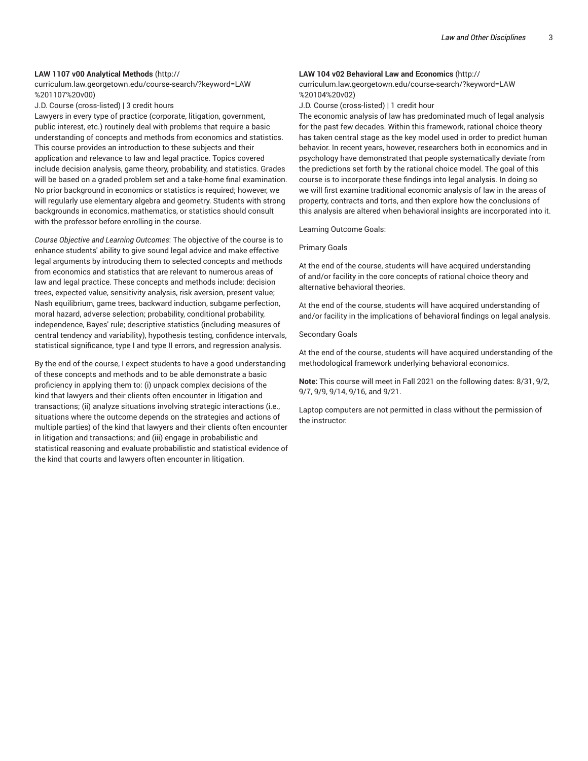**LAW 1107 v00 Analytical Methods** (http://curriculum.law.georgetown.edu/course-search/?keyword=LAW%201107%20v00)

J.D. Course (cross-listed) | 3 credit hours

Lawyers in every type of practice (corporate, litigation, government, public interest, etc.) routinely deal with problems that require a basic understanding of concepts and methods from economics and statistics. This course provides an introduction to these subjects and their application and relevance to law and legal practice. Topics covered include decision analysis, game theory, probability, and statistics. Grades will be based on a graded problem set and a take-home final examination. No prior background in economics or statistics is required; however, we will regularly use elementary algebra and geometry. Students with strong backgrounds in economics, mathematics, or statistics should consult with the professor before enrolling in the course.

*Course Objective and Learning Outcomes*: The objective of the course is to enhance students' ability to give sound legal advice and make effective legal arguments by introducing them to selected concepts and methods from economics and statistics that are relevant to numerous areas of law and legal practice. These concepts and methods include: decision trees, expected value, sensitivity analysis, risk aversion, present value; Nash equilibrium, game trees, backward induction, subgame perfection, moral hazard, adverse selection; probability, conditional probability, independence, Bayes' rule; descriptive statistics (including measures of central tendency and variability), hypothesis testing, confidence intervals, statistical significance, type I and type II errors, and regression analysis.

By the end of the course, I expect students to have a good understanding of these concepts and methods and to be able demonstrate a basic proficiency in applying them to: (i) unpack complex decisions of the kind that lawyers and their clients often encounter in litigation and transactions; (ii) analyze situations involving strategic interactions (i.e., situations where the outcome depends on the strategies and actions of multiple parties) of the kind that lawyers and their clients often encounter in litigation and transactions; and (iii) engage in probabilistic and statistical reasoning and evaluate probabilistic and statistical evidence of the kind that courts and lawyers often encounter in litigation.

**LAW 104 v02 Behavioral Law and Economics** (http://curriculum.law.georgetown.edu/course-search/?keyword=LAW%20104%20v02)

J.D. Course (cross-listed) | 1 credit hour

The economic analysis of law has predominated much of legal analysis for the past few decades. Within this framework, rational choice theory has taken central stage as the key model used in order to predict human behavior. In recent years, however, researchers both in economics and in psychology have demonstrated that people systematically deviate from the predictions set forth by the rational choice model. The goal of this course is to incorporate these findings into legal analysis. In doing so we will first examine traditional economic analysis of law in the areas of property, contracts and torts, and then explore how the conclusions of this analysis are altered when behavioral insights are incorporated into it.

Learning Outcome Goals:

Primary Goals

At the end of the course, students will have acquired understanding of and/or facility in the core concepts of rational choice theory and alternative behavioral theories.

At the end of the course, students will have acquired understanding of and/or facility in the implications of behavioral findings on legal analysis.

Secondary Goals

At the end of the course, students will have acquired understanding of the methodological framework underlying behavioral economics.

**Note:** This course will meet in Fall 2021 on the following dates: 8/31, 9/2, 9/7, 9/9, 9/14, 9/16, and 9/21.

Laptop computers are not permitted in class without the permission of the instructor.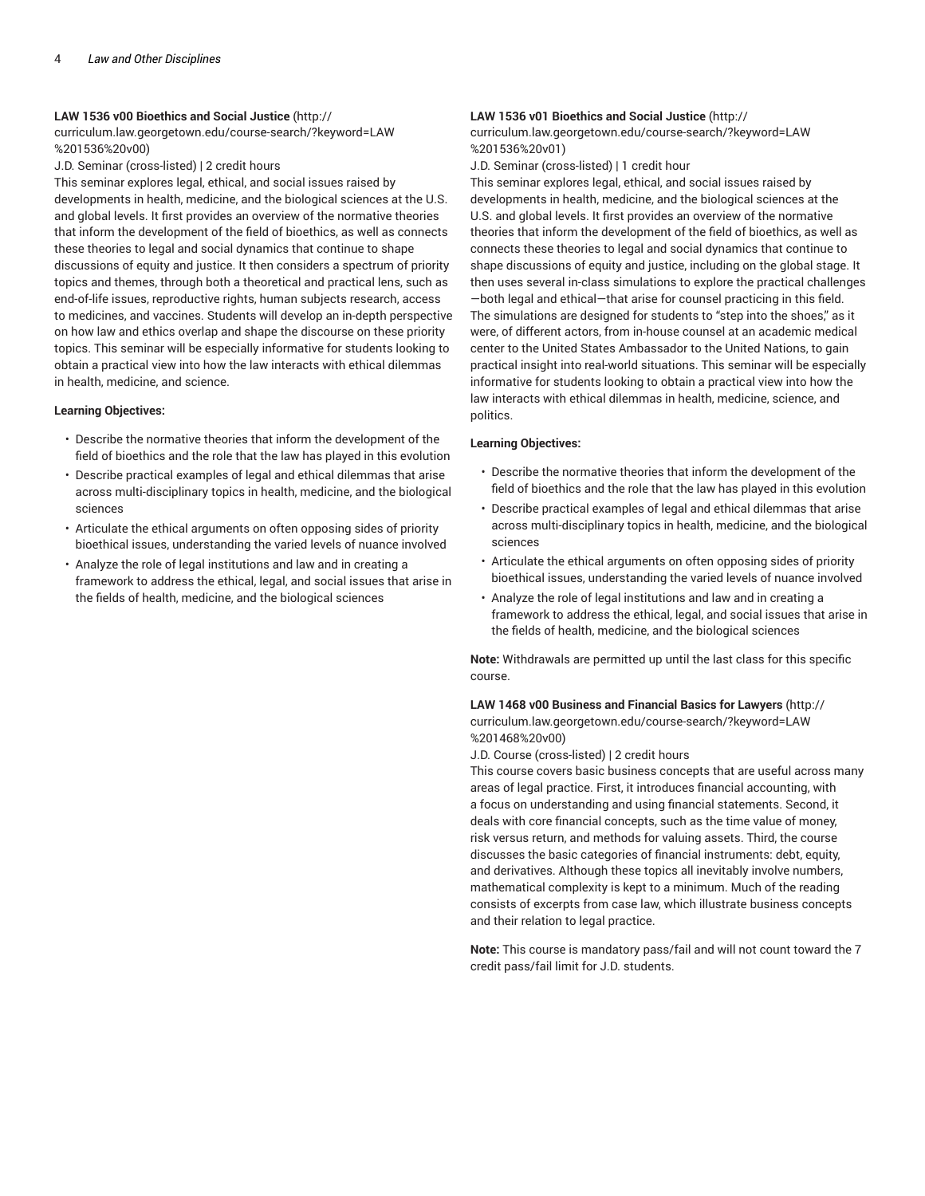**LAW 1536 v00 Bioethics and Social Justice** (http://curriculum.law.georgetown.edu/course-search/?keyword=LAW%201536%20v00)

J.D. Seminar (cross-listed) | 2 credit hours

This seminar explores legal, ethical, and social issues raised by developments in health, medicine, and the biological sciences at the U.S. and global levels. It first provides an overview of the normative theories that inform the development of the field of bioethics, as well as connects these theories to legal and social dynamics that continue to shape discussions of equity and justice. It then considers a spectrum of priority topics and themes, through both a theoretical and practical lens, such as end-of-life issues, reproductive rights, human subjects research, access to medicines, and vaccines. Students will develop an in-depth perspective on how law and ethics overlap and shape the discourse on these priority topics. This seminar will be especially informative for students looking to obtain a practical view into how the law interacts with ethical dilemmas in health, medicine, and science.

**Learning Objectives:**

- Describe the normative theories that inform the development of the field of bioethics and the role that the law has played in this evolution
- Describe practical examples of legal and ethical dilemmas that arise across multi-disciplinary topics in health, medicine, and the biological sciences
- Articulate the ethical arguments on often opposing sides of priority bioethical issues, understanding the varied levels of nuance involved
- Analyze the role of legal institutions and law and in creating a framework to address the ethical, legal, and social issues that arise in the fields of health, medicine, and the biological sciences

**LAW 1536 v01 Bioethics and Social Justice** (http://curriculum.law.georgetown.edu/course-search/?keyword=LAW%201536%20v01)

J.D. Seminar (cross-listed) | 1 credit hour

This seminar explores legal, ethical, and social issues raised by developments in health, medicine, and the biological sciences at the U.S. and global levels. It first provides an overview of the normative theories that inform the development of the field of bioethics, as well as connects these theories to legal and social dynamics that continue to shape discussions of equity and justice, including on the global stage. It then uses several in-class simulations to explore the practical challenges—both legal and ethical—that arise for counsel practicing in this field. The simulations are designed for students to "step into the shoes," as it were, of different actors, from in-house counsel at an academic medical center to the United States Ambassador to the United Nations, to gain practical insight into real-world situations. This seminar will be especially informative for students looking to obtain a practical view into how the law interacts with ethical dilemmas in health, medicine, science, and politics.

**Learning Objectives:**

- Describe the normative theories that inform the development of the field of bioethics and the role that the law has played in this evolution
- Describe practical examples of legal and ethical dilemmas that arise across multi-disciplinary topics in health, medicine, and the biological sciences
- Articulate the ethical arguments on often opposing sides of priority bioethical issues, understanding the varied levels of nuance involved
- Analyze the role of legal institutions and law and in creating a framework to address the ethical, legal, and social issues that arise in the fields of health, medicine, and the biological sciences

**Note:** Withdrawals are permitted up until the last class for this specific course.

**LAW 1468 v00 Business and Financial Basics for Lawyers** (http://curriculum.law.georgetown.edu/course-search/?keyword=LAW%201468%20v00)

J.D. Course (cross-listed) | 2 credit hours

This course covers basic business concepts that are useful across many areas of legal practice. First, it introduces financial accounting, with a focus on understanding and using financial statements. Second, it deals with core financial concepts, such as the time value of money, risk versus return, and methods for valuing assets. Third, the course discusses the basic categories of financial instruments: debt, equity, and derivatives. Although these topics all inevitably involve numbers, mathematical complexity is kept to a minimum. Much of the reading consists of excerpts from case law, which illustrate business concepts and their relation to legal practice.

**Note:** This course is mandatory pass/fail and will not count toward the 7 credit pass/fail limit for J.D. students.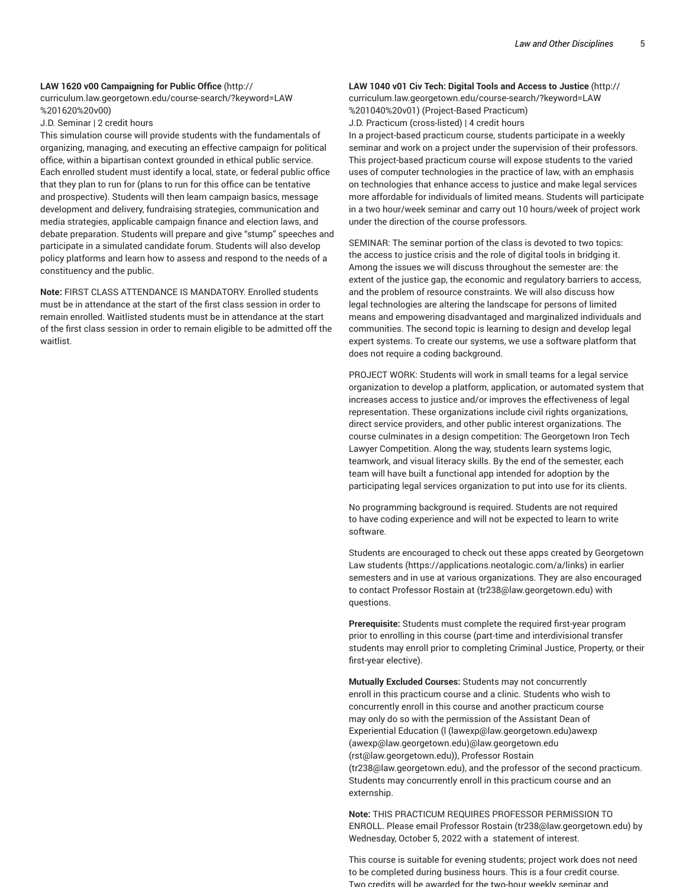**LAW 1620 v00 Campaigning for Public Office** (http://curriculum.law.georgetown.edu/course-search/?keyword=LAW%201620%20v00)
J.D. Seminar | 2 credit hours

This simulation course will provide students with the fundamentals of organizing, managing, and executing an effective campaign for political office, within a bipartisan context grounded in ethical public service. Each enrolled student must identify a local, state, or federal public office that they plan to run for (plans to run for this office can be tentative and prospective). Students will then learn campaign basics, message development and delivery, fundraising strategies, communication and media strategies, applicable campaign finance and election laws, and debate preparation. Students will prepare and give "stump" speeches and participate in a simulated candidate forum. Students will also develop policy platforms and learn how to assess and respond to the needs of a constituency and the public.

**Note:** FIRST CLASS ATTENDANCE IS MANDATORY. Enrolled students must be in attendance at the start of the first class session in order to remain enrolled. Waitlisted students must be in attendance at the start of the first class session in order to remain eligible to be admitted off the waitlist.

**LAW 1040 v01 Civ Tech: Digital Tools and Access to Justice** (http://curriculum.law.georgetown.edu/course-search/?keyword=LAW%201040%20v01) (Project-Based Practicum)
J.D. Practicum (cross-listed) | 4 credit hours

In a project-based practicum course, students participate in a weekly seminar and work on a project under the supervision of their professors. This project-based practicum course will expose students to the varied uses of computer technologies in the practice of law, with an emphasis on technologies that enhance access to justice and make legal services more affordable for individuals of limited means. Students will participate in a two hour/week seminar and carry out 10 hours/week of project work under the direction of the course professors.

SEMINAR: The seminar portion of the class is devoted to two topics: the access to justice crisis and the role of digital tools in bridging it. Among the issues we will discuss throughout the semester are: the extent of the justice gap, the economic and regulatory barriers to access, and the problem of resource constraints. We will also discuss how legal technologies are altering the landscape for persons of limited means and empowering disadvantaged and marginalized individuals and communities. The second topic is learning to design and develop legal expert systems. To create our systems, we use a software platform that does not require a coding background.

PROJECT WORK: Students will work in small teams for a legal service organization to develop a platform, application, or automated system that increases access to justice and/or improves the effectiveness of legal representation. These organizations include civil rights organizations, direct service providers, and other public interest organizations. The course culminates in a design competition: The Georgetown Iron Tech Lawyer Competition. Along the way, students learn systems logic, teamwork, and visual literacy skills. By the end of the semester, each team will have built a functional app intended for adoption by the participating legal services organization to put into use for its clients.

No programming background is required. Students are not required to have coding experience and will not be expected to learn to write software.

Students are encouraged to check out these apps created by Georgetown Law students (https://applications.neotalogic.com/a/links) in earlier semesters and in use at various organizations. They are also encouraged to contact Professor Rostain at (tr238@law.georgetown.edu) with questions.

**Prerequisite:** Students must complete the required first-year program prior to enrolling in this course (part-time and interdivisional transfer students may enroll prior to completing Criminal Justice, Property, or their first-year elective).

**Mutually Excluded Courses:** Students may not concurrently enroll in this practicum course and a clinic. Students who wish to concurrently enroll in this course and another practicum course may only do so with the permission of the Assistant Dean of Experiential Education (l (lawexp@law.georgetown.edu)awexp (awexp@law.georgetown.edu)@law.georgetown.edu (rst@law.georgetown.edu)), Professor Rostain (tr238@law.georgetown.edu), and the professor of the second practicum. Students may concurrently enroll in this practicum course and an externship.

**Note:** THIS PRACTICUM REQUIRES PROFESSOR PERMISSION TO ENROLL. Please email Professor Rostain (tr238@law.georgetown.edu) by Wednesday, October 5, 2022 with a statement of interest.

This course is suitable for evening students; project work does not need to be completed during business hours. This is a four credit course. Two credits will be awarded for the two-hour weekly seminar and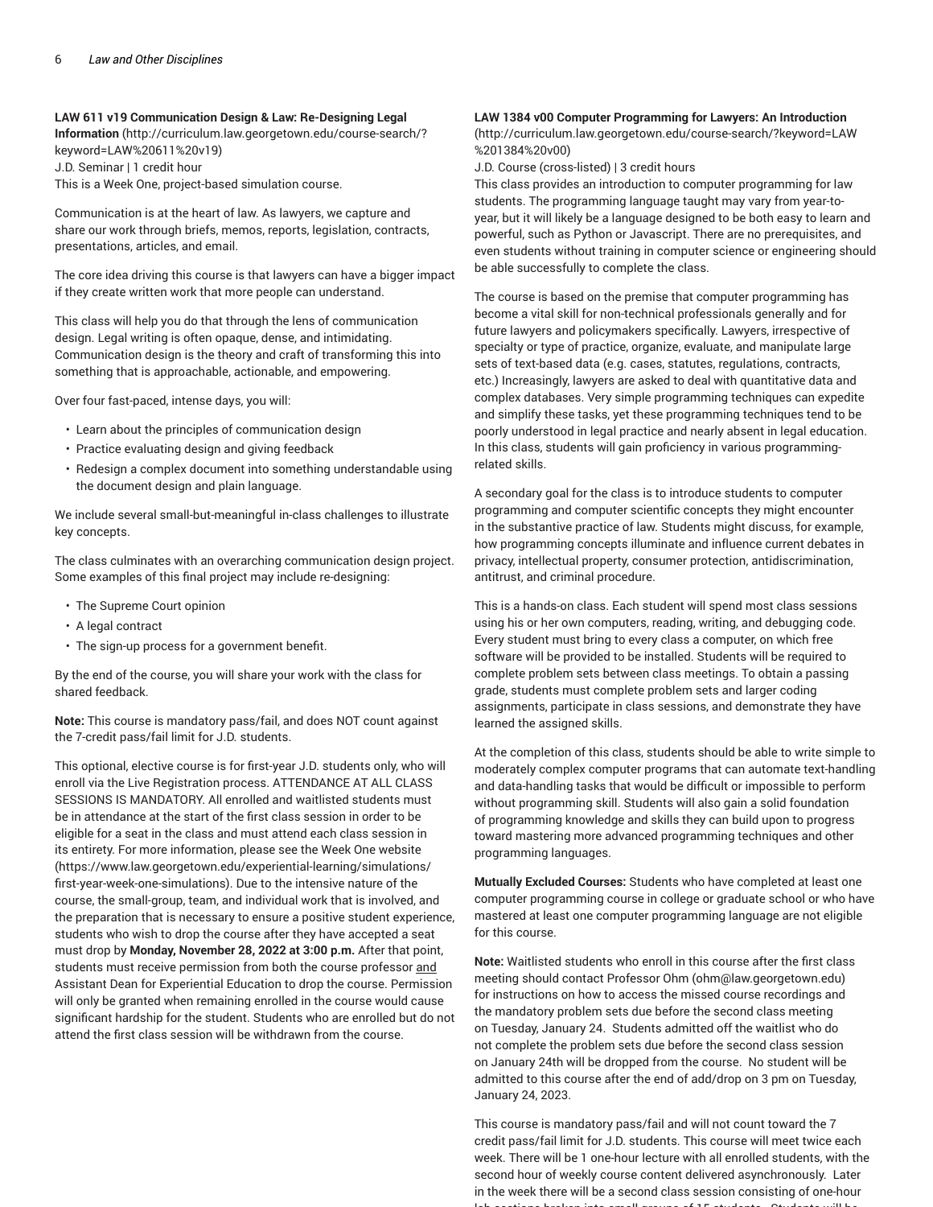**LAW 611 v19 Communication Design & Law: Re-Designing Legal Information** (http://curriculum.law.georgetown.edu/course-search/?keyword=LAW%20611%20v19)
J.D. Seminar | 1 credit hour
This is a Week One, project-based simulation course.

Communication is at the heart of law. As lawyers, we capture and share our work through briefs, memos, reports, legislation, contracts, presentations, articles, and email.

The core idea driving this course is that lawyers can have a bigger impact if they create written work that more people can understand.

This class will help you do that through the lens of communication design. Legal writing is often opaque, dense, and intimidating. Communication design is the theory and craft of transforming this into something that is approachable, actionable, and empowering.

Over four fast-paced, intense days, you will:

- Learn about the principles of communication design
- Practice evaluating design and giving feedback
- Redesign a complex document into something understandable using the document design and plain language.

We include several small-but-meaningful in-class challenges to illustrate key concepts.

The class culminates with an overarching communication design project. Some examples of this final project may include re-designing:

- The Supreme Court opinion
- A legal contract
- The sign-up process for a government benefit.

By the end of the course, you will share your work with the class for shared feedback.

**Note:** This course is mandatory pass/fail, and does NOT count against the 7-credit pass/fail limit for J.D. students.

This optional, elective course is for first-year J.D. students only, who will enroll via the Live Registration process. ATTENDANCE AT ALL CLASS SESSIONS IS MANDATORY. All enrolled and waitlisted students must be in attendance at the start of the first class session in order to be eligible for a seat in the class and must attend each class session in its entirety. For more information, please see the Week One website (https://www.law.georgetown.edu/experiential-learning/simulations/first-year-week-one-simulations). Due to the intensive nature of the course, the small-group, team, and individual work that is involved, and the preparation that is necessary to ensure a positive student experience, students who wish to drop the course after they have accepted a seat must drop by **Monday, November 28, 2022 at 3:00 p.m.** After that point, students must receive permission from both the course professor and Assistant Dean for Experiential Education to drop the course. Permission will only be granted when remaining enrolled in the course would cause significant hardship for the student. Students who are enrolled but do not attend the first class session will be withdrawn from the course.

**LAW 1384 v00 Computer Programming for Lawyers: An Introduction** (http://curriculum.law.georgetown.edu/course-search/?keyword=LAW%201384%20v00)
J.D. Course (cross-listed) | 3 credit hours
This class provides an introduction to computer programming for law students. The programming language taught may vary from year-to-year, but it will likely be a language designed to be both easy to learn and powerful, such as Python or Javascript. There are no prerequisites, and even students without training in computer science or engineering should be able successfully to complete the class.

The course is based on the premise that computer programming has become a vital skill for non-technical professionals generally and for future lawyers and policymakers specifically. Lawyers, irrespective of specialty or type of practice, organize, evaluate, and manipulate large sets of text-based data (e.g. cases, statutes, regulations, contracts, etc.) Increasingly, lawyers are asked to deal with quantitative data and complex databases. Very simple programming techniques can expedite and simplify these tasks, yet these programming techniques tend to be poorly understood in legal practice and nearly absent in legal education. In this class, students will gain proficiency in various programming-related skills.

A secondary goal for the class is to introduce students to computer programming and computer scientific concepts they might encounter in the substantive practice of law. Students might discuss, for example, how programming concepts illuminate and influence current debates in privacy, intellectual property, consumer protection, antidiscrimination, antitrust, and criminal procedure.

This is a hands-on class. Each student will spend most class sessions using his or her own computers, reading, writing, and debugging code. Every student must bring to every class a computer, on which free software will be provided to be installed. Students will be required to complete problem sets between class meetings. To obtain a passing grade, students must complete problem sets and larger coding assignments, participate in class sessions, and demonstrate they have learned the assigned skills.

At the completion of this class, students should be able to write simple to moderately complex computer programs that can automate text-handling and data-handling tasks that would be difficult or impossible to perform without programming skill. Students will also gain a solid foundation of programming knowledge and skills they can build upon to progress toward mastering more advanced programming techniques and other programming languages.

**Mutually Excluded Courses:** Students who have completed at least one computer programming course in college or graduate school or who have mastered at least one computer programming language are not eligible for this course.

**Note:** Waitlisted students who enroll in this course after the first class meeting should contact Professor Ohm (ohm@law.georgetown.edu) for instructions on how to access the missed course recordings and the mandatory problem sets due before the second class meeting on Tuesday, January 24. Students admitted off the waitlist who do not complete the problem sets due before the second class session on January 24th will be dropped from the course. No student will be admitted to this course after the end of add/drop on 3 pm on Tuesday, January 24, 2023.

This course is mandatory pass/fail and will not count toward the 7 credit pass/fail limit for J.D. students. This course will meet twice each week. There will be 1 one-hour lecture with all enrolled students, with the second hour of weekly course content delivered asynchronously. Later in the week there will be a second class session consisting of one-hour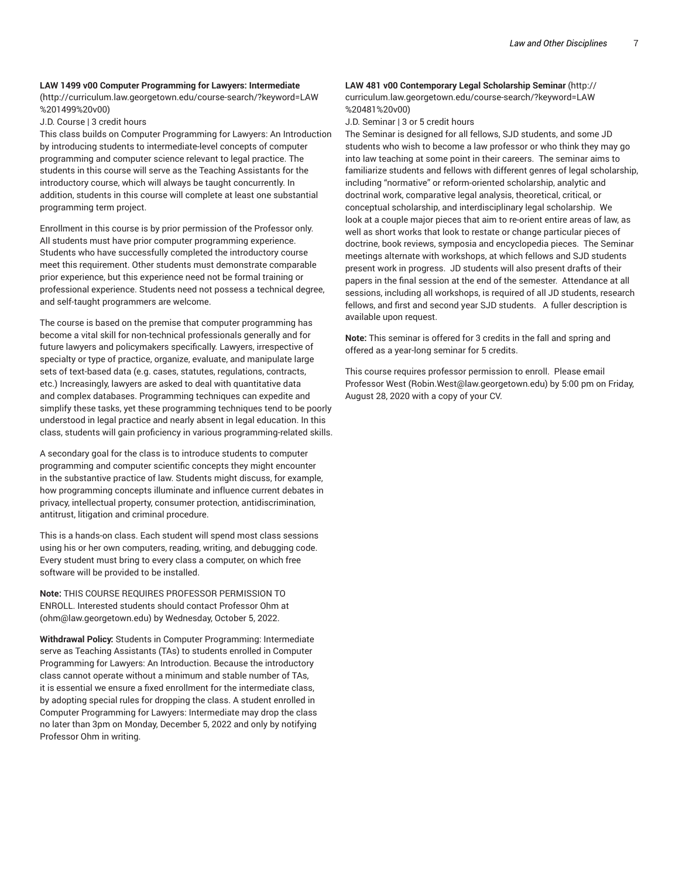**LAW 1499 v00 Computer Programming for Lawyers: Intermediate** (http://curriculum.law.georgetown.edu/course-search/?keyword=LAW%201499%20v00)

J.D. Course | 3 credit hours

This class builds on Computer Programming for Lawyers: An Introduction by introducing students to intermediate-level concepts of computer programming and computer science relevant to legal practice. The students in this course will serve as the Teaching Assistants for the introductory course, which will always be taught concurrently. In addition, students in this course will complete at least one substantial programming term project.

Enrollment in this course is by prior permission of the Professor only. All students must have prior computer programming experience. Students who have successfully completed the introductory course meet this requirement. Other students must demonstrate comparable prior experience, but this experience need not be formal training or professional experience. Students need not possess a technical degree, and self-taught programmers are welcome.

The course is based on the premise that computer programming has become a vital skill for non-technical professionals generally and for future lawyers and policymakers specifically. Lawyers, irrespective of specialty or type of practice, organize, evaluate, and manipulate large sets of text-based data (e.g. cases, statutes, regulations, contracts, etc.) Increasingly, lawyers are asked to deal with quantitative data and complex databases. Programming techniques can expedite and simplify these tasks, yet these programming techniques tend to be poorly understood in legal practice and nearly absent in legal education. In this class, students will gain proficiency in various programming-related skills.

A secondary goal for the class is to introduce students to computer programming and computer scientific concepts they might encounter in the substantive practice of law. Students might discuss, for example, how programming concepts illuminate and influence current debates in privacy, intellectual property, consumer protection, antidiscrimination, antitrust, litigation and criminal procedure.

This is a hands-on class. Each student will spend most class sessions using his or her own computers, reading, writing, and debugging code. Every student must bring to every class a computer, on which free software will be provided to be installed.

**Note:** THIS COURSE REQUIRES PROFESSOR PERMISSION TO ENROLL. Interested students should contact Professor Ohm at (ohm@law.georgetown.edu) by Wednesday, October 5, 2022.

**Withdrawal Policy:** Students in Computer Programming: Intermediate serve as Teaching Assistants (TAs) to students enrolled in Computer Programming for Lawyers: An Introduction. Because the introductory class cannot operate without a minimum and stable number of TAs, it is essential we ensure a fixed enrollment for the intermediate class, by adopting special rules for dropping the class. A student enrolled in Computer Programming for Lawyers: Intermediate may drop the class no later than 3pm on Monday, December 5, 2022 and only by notifying Professor Ohm in writing.

**LAW 481 v00 Contemporary Legal Scholarship Seminar** (http://curriculum.law.georgetown.edu/course-search/?keyword=LAW%20481%20v00)

J.D. Seminar | 3 or 5 credit hours

The Seminar is designed for all fellows, SJD students, and some JD students who wish to become a law professor or who think they may go into law teaching at some point in their careers. The seminar aims to familiarize students and fellows with different genres of legal scholarship, including "normative" or reform-oriented scholarship, analytic and doctrinal work, comparative legal analysis, theoretical, critical, or conceptual scholarship, and interdisciplinary legal scholarship. We look at a couple major pieces that aim to re-orient entire areas of law, as well as short works that look to restate or change particular pieces of doctrine, book reviews, symposia and encyclopedia pieces. The Seminar meetings alternate with workshops, at which fellows and SJD students present work in progress. JD students will also present drafts of their papers in the final session at the end of the semester. Attendance at all sessions, including all workshops, is required of all JD students, research fellows, and first and second year SJD students. A fuller description is available upon request.

**Note:** This seminar is offered for 3 credits in the fall and spring and offered as a year-long seminar for 5 credits.

This course requires professor permission to enroll. Please email Professor West (Robin.West@law.georgetown.edu) by 5:00 pm on Friday, August 28, 2020 with a copy of your CV.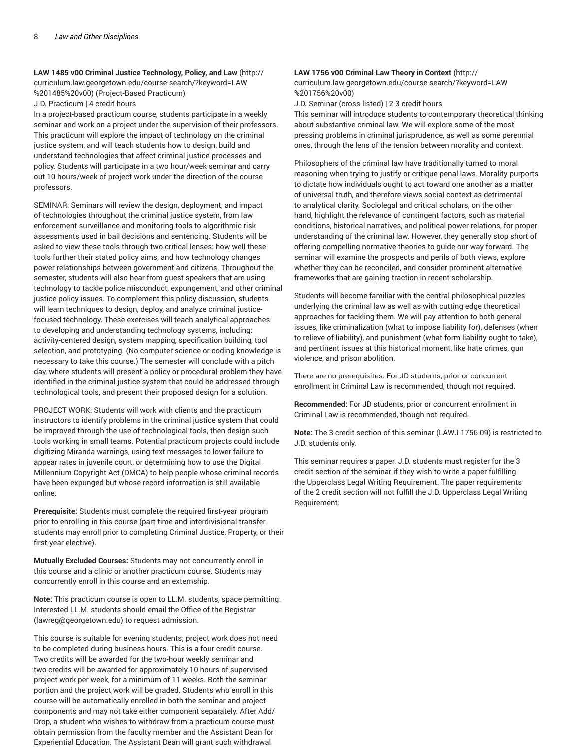**LAW 1485 v00 Criminal Justice Technology, Policy, and Law** (http://curriculum.law.georgetown.edu/course-search/?keyword=LAW%201485%20v00) (Project-Based Practicum)

J.D. Practicum | 4 credit hours

In a project-based practicum course, students participate in a weekly seminar and work on a project under the supervision of their professors. This practicum will explore the impact of technology on the criminal justice system, and will teach students how to design, build and understand technologies that affect criminal justice processes and policy. Students will participate in a two hour/week seminar and carry out 10 hours/week of project work under the direction of the course professors.

SEMINAR: Seminars will review the design, deployment, and impact of technologies throughout the criminal justice system, from law enforcement surveillance and monitoring tools to algorithmic risk assessments used in bail decisions and sentencing. Students will be asked to view these tools through two critical lenses: how well these tools further their stated policy aims, and how technology changes power relationships between government and citizens. Throughout the semester, students will also hear from guest speakers that are using technology to tackle police misconduct, expungement, and other criminal justice policy issues. To complement this policy discussion, students will learn techniques to design, deploy, and analyze criminal justice-focused technology. These exercises will teach analytical approaches to developing and understanding technology systems, including: activity-centered design, system mapping, specification building, tool selection, and prototyping. (No computer science or coding knowledge is necessary to take this course.) The semester will conclude with a pitch day, where students will present a policy or procedural problem they have identified in the criminal justice system that could be addressed through technological tools, and present their proposed design for a solution.

PROJECT WORK: Students will work with clients and the practicum instructors to identify problems in the criminal justice system that could be improved through the use of technological tools, then design such tools working in small teams. Potential practicum projects could include digitizing Miranda warnings, using text messages to lower failure to appear rates in juvenile court, or determining how to use the Digital Millennium Copyright Act (DMCA) to help people whose criminal records have been expunged but whose record information is still available online.

**Prerequisite:** Students must complete the required first-year program prior to enrolling in this course (part-time and interdivisional transfer students may enroll prior to completing Criminal Justice, Property, or their first-year elective).

**Mutually Excluded Courses:** Students may not concurrently enroll in this course and a clinic or another practicum course. Students may concurrently enroll in this course and an externship.

**Note:** This practicum course is open to LL.M. students, space permitting. Interested LL.M. students should email the Office of the Registrar (lawreg@georgetown.edu) to request admission.

This course is suitable for evening students; project work does not need to be completed during business hours. This is a four credit course. Two credits will be awarded for the two-hour weekly seminar and two credits will be awarded for approximately 10 hours of supervised project work per week, for a minimum of 11 weeks. Both the seminar portion and the project work will be graded. Students who enroll in this course will be automatically enrolled in both the seminar and project components and may not take either component separately. After Add/Drop, a student who wishes to withdraw from a practicum course must obtain permission from the faculty member and the Assistant Dean for Experiential Education. The Assistant Dean will grant such withdrawal

**LAW 1756 v00 Criminal Law Theory in Context** (http://curriculum.law.georgetown.edu/course-search/?keyword=LAW%201756%20v00)

J.D. Seminar (cross-listed) | 2-3 credit hours

This seminar will introduce students to contemporary theoretical thinking about substantive criminal law. We will explore some of the most pressing problems in criminal jurisprudence, as well as some perennial ones, through the lens of the tension between morality and context.

Philosophers of the criminal law have traditionally turned to moral reasoning when trying to justify or critique penal laws. Morality purports to dictate how individuals ought to act toward one another as a matter of universal truth, and therefore views social context as detrimental to analytical clarity. Sociolegal and critical scholars, on the other hand, highlight the relevance of contingent factors, such as material conditions, historical narratives, and political power relations, for proper understanding of the criminal law. However, they generally stop short of offering compelling normative theories to guide our way forward. The seminar will examine the prospects and perils of both views, explore whether they can be reconciled, and consider prominent alternative frameworks that are gaining traction in recent scholarship.

Students will become familiar with the central philosophical puzzles underlying the criminal law as well as with cutting edge theoretical approaches for tackling them. We will pay attention to both general issues, like criminalization (what to impose liability for), defenses (when to relieve of liability), and punishment (what form liability ought to take), and pertinent issues at this historical moment, like hate crimes, gun violence, and prison abolition.

There are no prerequisites. For JD students, prior or concurrent enrollment in Criminal Law is recommended, though not required.

**Recommended:** For JD students, prior or concurrent enrollment in Criminal Law is recommended, though not required.

**Note:** The 3 credit section of this seminar (LAWJ-1756-09) is restricted to J.D. students only.

This seminar requires a paper. J.D. students must register for the 3 credit section of the seminar if they wish to write a paper fulfilling the Upperclass Legal Writing Requirement. The paper requirements of the 2 credit section will not fulfill the J.D. Upperclass Legal Writing Requirement.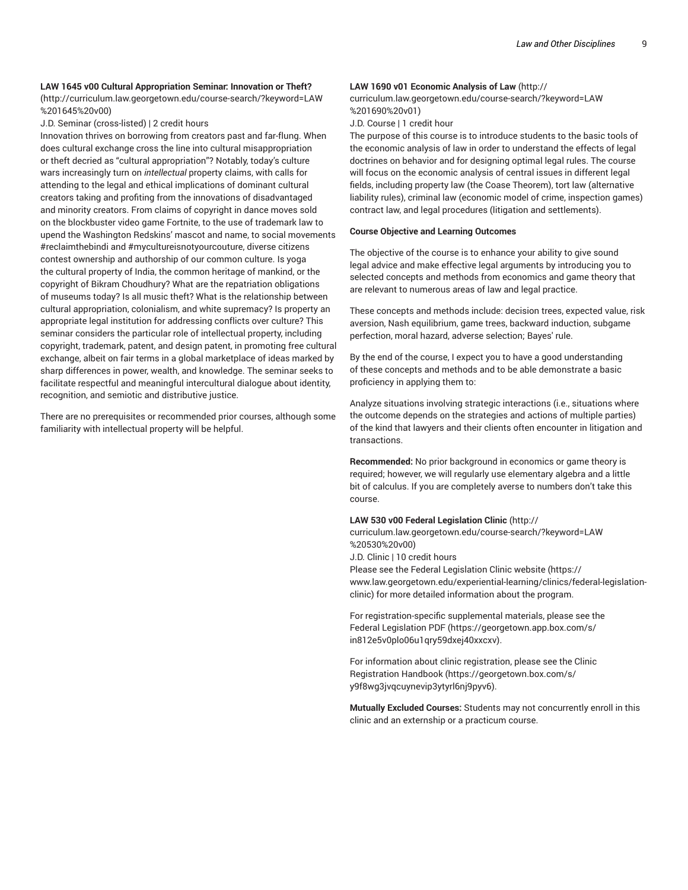**LAW 1645 v00 Cultural Appropriation Seminar: Innovation or Theft?** (http://curriculum.law.georgetown.edu/course-search/?keyword=LAW%201645%20v00)

J.D. Seminar (cross-listed) | 2 credit hours

Innovation thrives on borrowing from creators past and far-flung. When does cultural exchange cross the line into cultural misappropriation or theft decried as "cultural appropriation"? Notably, today's culture wars increasingly turn on *intellectual* property claims, with calls for attending to the legal and ethical implications of dominant cultural creators taking and profiting from the innovations of disadvantaged and minority creators. From claims of copyright in dance moves sold on the blockbuster video game Fortnite, to the use of trademark law to upend the Washington Redskins' mascot and name, to social movements #reclaimthebindi and #mycultureisnotyourcouture, diverse citizens contest ownership and authorship of our common culture. Is yoga the cultural property of India, the common heritage of mankind, or the copyright of Bikram Choudhury? What are the repatriation obligations of museums today? Is all music theft? What is the relationship between cultural appropriation, colonialism, and white supremacy? Is property an appropriate legal institution for addressing conflicts over culture? This seminar considers the particular role of intellectual property, including copyright, trademark, patent, and design patent, in promoting free cultural exchange, albeit on fair terms in a global marketplace of ideas marked by sharp differences in power, wealth, and knowledge. The seminar seeks to facilitate respectful and meaningful intercultural dialogue about identity, recognition, and semiotic and distributive justice.

There are no prerequisites or recommended prior courses, although some familiarity with intellectual property will be helpful.

**LAW 1690 v01 Economic Analysis of Law** (http://curriculum.law.georgetown.edu/course-search/?keyword=LAW%201690%20v01)

J.D. Course | 1 credit hour

The purpose of this course is to introduce students to the basic tools of the economic analysis of law in order to understand the effects of legal doctrines on behavior and for designing optimal legal rules. The course will focus on the economic analysis of central issues in different legal fields, including property law (the Coase Theorem), tort law (alternative liability rules), criminal law (economic model of crime, inspection games) contract law, and legal procedures (litigation and settlements).

**Course Objective and Learning Outcomes**

The objective of the course is to enhance your ability to give sound legal advice and make effective legal arguments by introducing you to selected concepts and methods from economics and game theory that are relevant to numerous areas of law and legal practice.

These concepts and methods include: decision trees, expected value, risk aversion, Nash equilibrium, game trees, backward induction, subgame perfection, moral hazard, adverse selection; Bayes' rule.

By the end of the course, I expect you to have a good understanding of these concepts and methods and to be able demonstrate a basic proficiency in applying them to:

Analyze situations involving strategic interactions (i.e., situations where the outcome depends on the strategies and actions of multiple parties) of the kind that lawyers and their clients often encounter in litigation and transactions.

**Recommended:** No prior background in economics or game theory is required; however, we will regularly use elementary algebra and a little bit of calculus. If you are completely averse to numbers don't take this course.

**LAW 530 v00 Federal Legislation Clinic** (http://curriculum.law.georgetown.edu/course-search/?keyword=LAW%20530%20v00)

J.D. Clinic | 10 credit hours

Please see the Federal Legislation Clinic website (https://www.law.georgetown.edu/experiential-learning/clinics/federal-legislation-clinic) for more detailed information about the program.

For registration-specific supplemental materials, please see the Federal Legislation PDF (https://georgetown.app.box.com/s/in812e5v0plo06u1qry59dxej40xxcxv).

For information about clinic registration, please see the Clinic Registration Handbook (https://georgetown.box.com/s/y9f8wg3jvqcuynevip3ytyrl6nj9pyv6).

**Mutually Excluded Courses:** Students may not concurrently enroll in this clinic and an externship or a practicum course.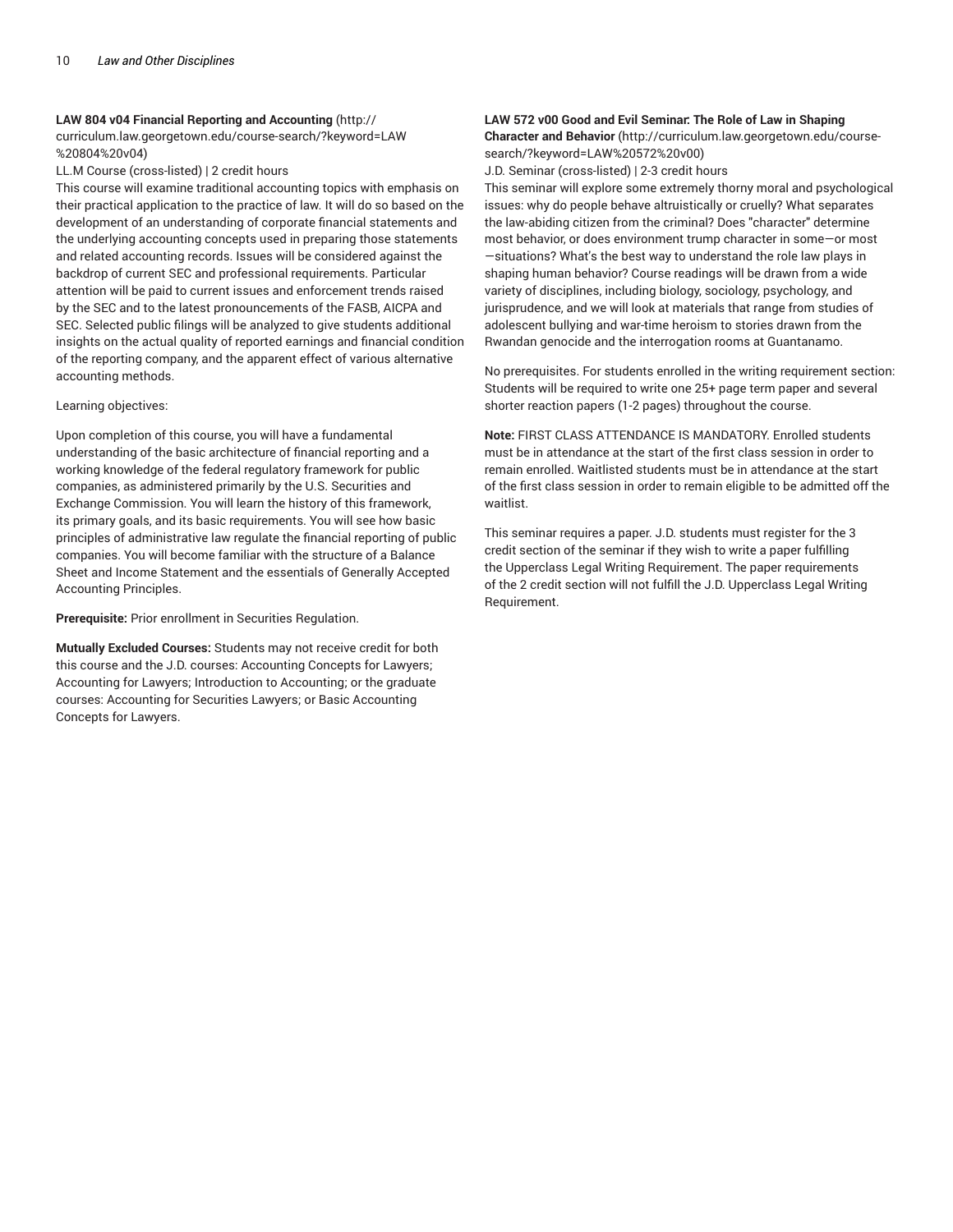**LAW 804 v04 Financial Reporting and Accounting** (http://curriculum.law.georgetown.edu/course-search/?keyword=LAW%20804%20v04)

LL.M Course (cross-listed) | 2 credit hours

This course will examine traditional accounting topics with emphasis on their practical application to the practice of law. It will do so based on the development of an understanding of corporate financial statements and the underlying accounting concepts used in preparing those statements and related accounting records. Issues will be considered against the backdrop of current SEC and professional requirements. Particular attention will be paid to current issues and enforcement trends raised by the SEC and to the latest pronouncements of the FASB, AICPA and SEC. Selected public filings will be analyzed to give students additional insights on the actual quality of reported earnings and financial condition of the reporting company, and the apparent effect of various alternative accounting methods.

Learning objectives:

Upon completion of this course, you will have a fundamental understanding of the basic architecture of financial reporting and a working knowledge of the federal regulatory framework for public companies, as administered primarily by the U.S. Securities and Exchange Commission. You will learn the history of this framework, its primary goals, and its basic requirements. You will see how basic principles of administrative law regulate the financial reporting of public companies. You will become familiar with the structure of a Balance Sheet and Income Statement and the essentials of Generally Accepted Accounting Principles.

**Prerequisite:** Prior enrollment in Securities Regulation.

**Mutually Excluded Courses:** Students may not receive credit for both this course and the J.D. courses: Accounting Concepts for Lawyers; Accounting for Lawyers; Introduction to Accounting; or the graduate courses: Accounting for Securities Lawyers; or Basic Accounting Concepts for Lawyers.

**LAW 572 v00 Good and Evil Seminar: The Role of Law in Shaping Character and Behavior** (http://curriculum.law.georgetown.edu/course-search/?keyword=LAW%20572%20v00)

J.D. Seminar (cross-listed) | 2-3 credit hours

This seminar will explore some extremely thorny moral and psychological issues: why do people behave altruistically or cruelly? What separates the law-abiding citizen from the criminal? Does "character" determine most behavior, or does environment trump character in some—or most—situations? What's the best way to understand the role law plays in shaping human behavior? Course readings will be drawn from a wide variety of disciplines, including biology, sociology, psychology, and jurisprudence, and we will look at materials that range from studies of adolescent bullying and war-time heroism to stories drawn from the Rwandan genocide and the interrogation rooms at Guantanamo.

No prerequisites. For students enrolled in the writing requirement section: Students will be required to write one 25+ page term paper and several shorter reaction papers (1-2 pages) throughout the course.

**Note:** FIRST CLASS ATTENDANCE IS MANDATORY. Enrolled students must be in attendance at the start of the first class session in order to remain enrolled. Waitlisted students must be in attendance at the start of the first class session in order to remain eligible to be admitted off the waitlist.

This seminar requires a paper. J.D. students must register for the 3 credit section of the seminar if they wish to write a paper fulfilling the Upperclass Legal Writing Requirement. The paper requirements of the 2 credit section will not fulfill the J.D. Upperclass Legal Writing Requirement.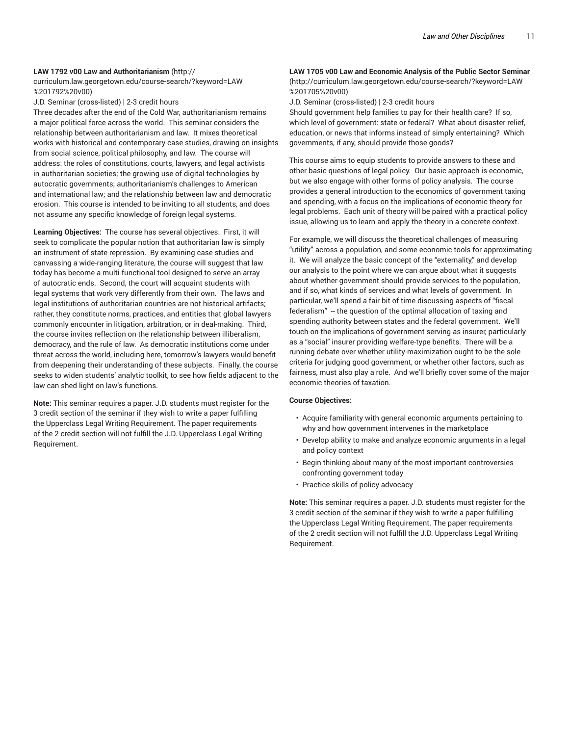**LAW 1792 v00 Law and Authoritarianism** (http://curriculum.law.georgetown.edu/course-search/?keyword=LAW%201792%20v00)

J.D. Seminar (cross-listed) | 2-3 credit hours

Three decades after the end of the Cold War, authoritarianism remains a major political force across the world. This seminar considers the relationship between authoritarianism and law. It mixes theoretical works with historical and contemporary case studies, drawing on insights from social science, political philosophy, and law. The course will address: the roles of constitutions, courts, lawyers, and legal activists in authoritarian societies; the growing use of digital technologies by autocratic governments; authoritarianism's challenges to American and international law; and the relationship between law and democratic erosion. This course is intended to be inviting to all students, and does not assume any specific knowledge of foreign legal systems.

**Learning Objectives:** The course has several objectives. First, it will seek to complicate the popular notion that authoritarian law is simply an instrument of state repression. By examining case studies and canvassing a wide-ranging literature, the course will suggest that law today has become a multi-functional tool designed to serve an array of autocratic ends. Second, the court will acquaint students with legal systems that work very differently from their own. The laws and legal institutions of authoritarian countries are not historical artifacts; rather, they constitute norms, practices, and entities that global lawyers commonly encounter in litigation, arbitration, or in deal-making. Third, the course invites reflection on the relationship between illiberalism, democracy, and the rule of law. As democratic institutions come under threat across the world, including here, tomorrow's lawyers would benefit from deepening their understanding of these subjects. Finally, the course seeks to widen students' analytic toolkit, to see how fields adjacent to the law can shed light on law's functions.

**Note:** This seminar requires a paper. J.D. students must register for the 3 credit section of the seminar if they wish to write a paper fulfilling the Upperclass Legal Writing Requirement. The paper requirements of the 2 credit section will not fulfill the J.D. Upperclass Legal Writing Requirement.

**LAW 1705 v00 Law and Economic Analysis of the Public Sector Seminar** (http://curriculum.law.georgetown.edu/course-search/?keyword=LAW%201705%20v00)

J.D. Seminar (cross-listed) | 2-3 credit hours

Should government help families to pay for their health care? If so, which level of government: state or federal? What about disaster relief, education, or news that informs instead of simply entertaining? Which governments, if any, should provide those goods?

This course aims to equip students to provide answers to these and other basic questions of legal policy. Our basic approach is economic, but we also engage with other forms of policy analysis. The course provides a general introduction to the economics of government taxing and spending, with a focus on the implications of economic theory for legal problems. Each unit of theory will be paired with a practical policy issue, allowing us to learn and apply the theory in a concrete context.

For example, we will discuss the theoretical challenges of measuring "utility" across a population, and some economic tools for approximating it. We will analyze the basic concept of the "externality," and develop our analysis to the point where we can argue about what it suggests about whether government should provide services to the population, and if so, what kinds of services and what levels of government. In particular, we'll spend a fair bit of time discussing aspects of "fiscal federalism" -- the question of the optimal allocation of taxing and spending authority between states and the federal government. We'll touch on the implications of government serving as insurer, particularly as a "social" insurer providing welfare-type benefits. There will be a running debate over whether utility-maximization ought to be the sole criteria for judging good government, or whether other factors, such as fairness, must also play a role. And we'll briefly cover some of the major economic theories of taxation.

**Course Objectives:**

- Acquire familiarity with general economic arguments pertaining to why and how government intervenes in the marketplace
- Develop ability to make and analyze economic arguments in a legal and policy context
- Begin thinking about many of the most important controversies confronting government today
- Practice skills of policy advocacy

**Note:** This seminar requires a paper. J.D. students must register for the 3 credit section of the seminar if they wish to write a paper fulfilling the Upperclass Legal Writing Requirement. The paper requirements of the 2 credit section will not fulfill the J.D. Upperclass Legal Writing Requirement.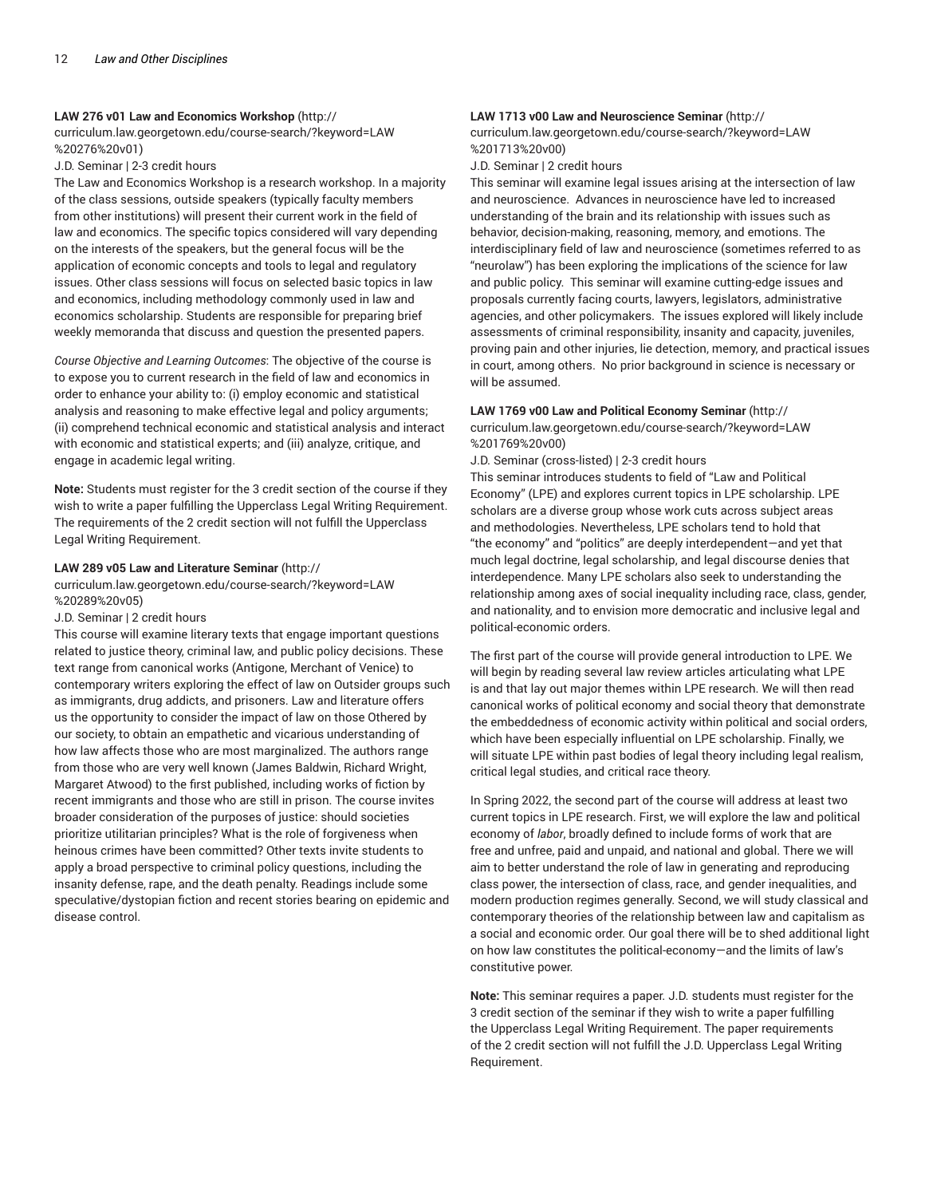**LAW 276 v01 Law and Economics Workshop** (http://curriculum.law.georgetown.edu/course-search/?keyword=LAW%20276%20v01)

J.D. Seminar | 2-3 credit hours

The Law and Economics Workshop is a research workshop. In a majority of the class sessions, outside speakers (typically faculty members from other institutions) will present their current work in the field of law and economics. The specific topics considered will vary depending on the interests of the speakers, but the general focus will be the application of economic concepts and tools to legal and regulatory issues. Other class sessions will focus on selected basic topics in law and economics, including methodology commonly used in law and economics scholarship. Students are responsible for preparing brief weekly memoranda that discuss and question the presented papers.

*Course Objective and Learning Outcomes*: The objective of the course is to expose you to current research in the field of law and economics in order to enhance your ability to: (i) employ economic and statistical analysis and reasoning to make effective legal and policy arguments; (ii) comprehend technical economic and statistical analysis and interact with economic and statistical experts; and (iii) analyze, critique, and engage in academic legal writing.

**Note:** Students must register for the 3 credit section of the course if they wish to write a paper fulfilling the Upperclass Legal Writing Requirement. The requirements of the 2 credit section will not fulfill the Upperclass Legal Writing Requirement.

**LAW 289 v05 Law and Literature Seminar** (http://curriculum.law.georgetown.edu/course-search/?keyword=LAW%20289%20v05)

J.D. Seminar | 2 credit hours

This course will examine literary texts that engage important questions related to justice theory, criminal law, and public policy decisions. These text range from canonical works (Antigone, Merchant of Venice) to contemporary writers exploring the effect of law on Outsider groups such as immigrants, drug addicts, and prisoners. Law and literature offers us the opportunity to consider the impact of law on those Othered by our society, to obtain an empathetic and vicarious understanding of how law affects those who are most marginalized. The authors range from those who are very well known (James Baldwin, Richard Wright, Margaret Atwood) to the first published, including works of fiction by recent immigrants and those who are still in prison. The course invites broader consideration of the purposes of justice: should societies prioritize utilitarian principles? What is the role of forgiveness when heinous crimes have been committed? Other texts invite students to apply a broad perspective to criminal policy questions, including the insanity defense, rape, and the death penalty. Readings include some speculative/dystopian fiction and recent stories bearing on epidemic and disease control.

**LAW 1713 v00 Law and Neuroscience Seminar** (http://curriculum.law.georgetown.edu/course-search/?keyword=LAW%201713%20v00)

J.D. Seminar | 2 credit hours

This seminar will examine legal issues arising at the intersection of law and neuroscience. Advances in neuroscience have led to increased understanding of the brain and its relationship with issues such as behavior, decision-making, reasoning, memory, and emotions. The interdisciplinary field of law and neuroscience (sometimes referred to as "neurolaw") has been exploring the implications of the science for law and public policy. This seminar will examine cutting-edge issues and proposals currently facing courts, lawyers, legislators, administrative agencies, and other policymakers. The issues explored will likely include assessments of criminal responsibility, insanity and capacity, juveniles, proving pain and other injuries, lie detection, memory, and practical issues in court, among others. No prior background in science is necessary or will be assumed.

**LAW 1769 v00 Law and Political Economy Seminar** (http://curriculum.law.georgetown.edu/course-search/?keyword=LAW%201769%20v00)

J.D. Seminar (cross-listed) | 2-3 credit hours

This seminar introduces students to field of "Law and Political Economy" (LPE) and explores current topics in LPE scholarship. LPE scholars are a diverse group whose work cuts across subject areas and methodologies. Nevertheless, LPE scholars tend to hold that "the economy" and "politics" are deeply interdependent—and yet that much legal doctrine, legal scholarship, and legal discourse denies that interdependence. Many LPE scholars also seek to understanding the relationship among axes of social inequality including race, class, gender, and nationality, and to envision more democratic and inclusive legal and political-economic orders.

The first part of the course will provide general introduction to LPE. We will begin by reading several law review articles articulating what LPE is and that lay out major themes within LPE research. We will then read canonical works of political economy and social theory that demonstrate the embeddedness of economic activity within political and social orders, which have been especially influential on LPE scholarship. Finally, we will situate LPE within past bodies of legal theory including legal realism, critical legal studies, and critical race theory.

In Spring 2022, the second part of the course will address at least two current topics in LPE research. First, we will explore the law and political economy of *labor*, broadly defined to include forms of work that are free and unfree, paid and unpaid, and national and global. There we will aim to better understand the role of law in generating and reproducing class power, the intersection of class, race, and gender inequalities, and modern production regimes generally. Second, we will study classical and contemporary theories of the relationship between law and capitalism as a social and economic order. Our goal there will be to shed additional light on how law constitutes the political-economy—and the limits of law's constitutive power.

**Note:** This seminar requires a paper. J.D. students must register for the 3 credit section of the seminar if they wish to write a paper fulfilling the Upperclass Legal Writing Requirement. The paper requirements of the 2 credit section will not fulfill the J.D. Upperclass Legal Writing Requirement.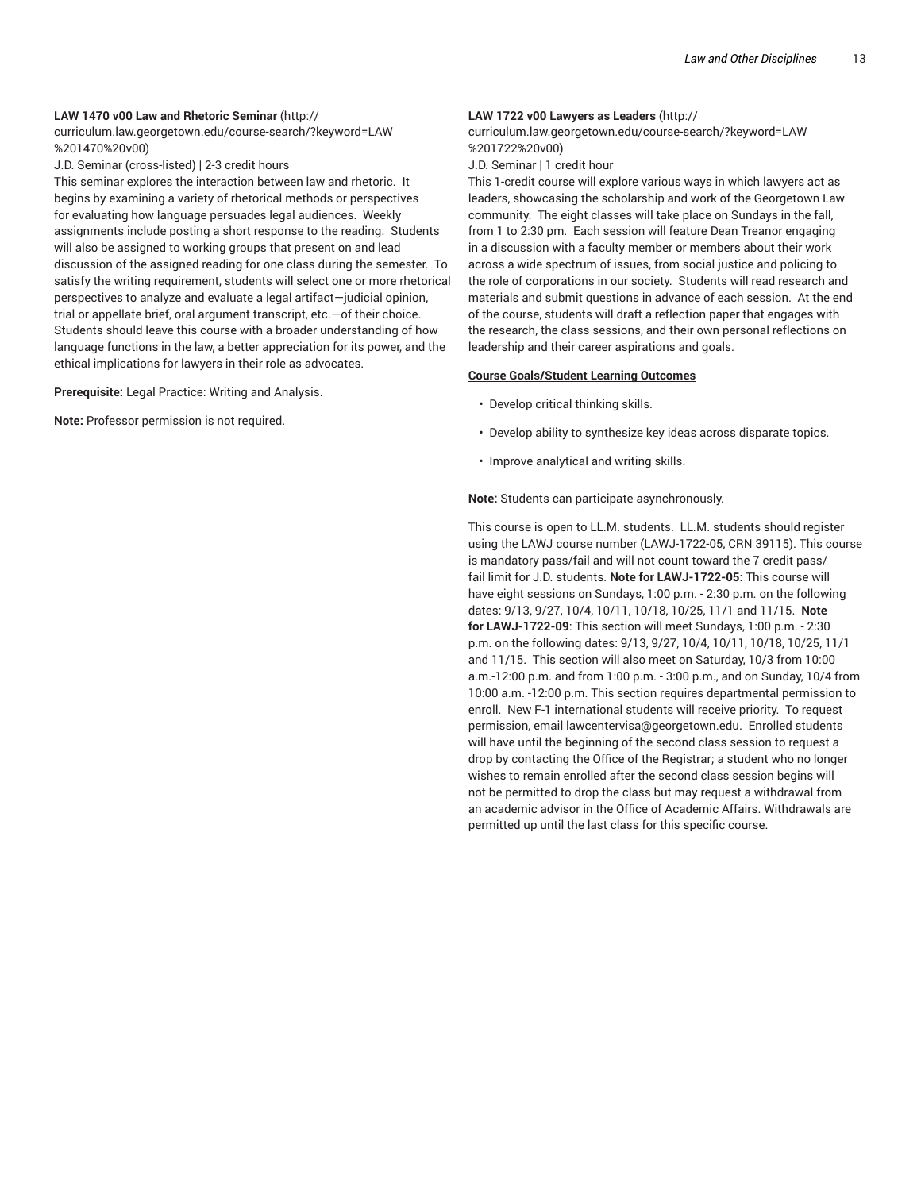**LAW 1470 v00 Law and Rhetoric Seminar** (http://curriculum.law.georgetown.edu/course-search/?keyword=LAW%201470%20v00)

J.D. Seminar (cross-listed) | 2-3 credit hours

This seminar explores the interaction between law and rhetoric. It begins by examining a variety of rhetorical methods or perspectives for evaluating how language persuades legal audiences. Weekly assignments include posting a short response to the reading. Students will also be assigned to working groups that present on and lead discussion of the assigned reading for one class during the semester. To satisfy the writing requirement, students will select one or more rhetorical perspectives to analyze and evaluate a legal artifact—judicial opinion, trial or appellate brief, oral argument transcript, etc.—of their choice. Students should leave this course with a broader understanding of how language functions in the law, a better appreciation for its power, and the ethical implications for lawyers in their role as advocates.

**Prerequisite:** Legal Practice: Writing and Analysis.

**Note:** Professor permission is not required.

**LAW 1722 v00 Lawyers as Leaders** (http://curriculum.law.georgetown.edu/course-search/?keyword=LAW%201722%20v00)

J.D. Seminar | 1 credit hour

This 1-credit course will explore various ways in which lawyers act as leaders, showcasing the scholarship and work of the Georgetown Law community. The eight classes will take place on Sundays in the fall, from 1 to 2:30 pm. Each session will feature Dean Treanor engaging in a discussion with a faculty member or members about their work across a wide spectrum of issues, from social justice and policing to the role of corporations in our society. Students will read research and materials and submit questions in advance of each session. At the end of the course, students will draft a reflection paper that engages with the research, the class sessions, and their own personal reflections on leadership and their career aspirations and goals.

**Course Goals/Student Learning Outcomes**

- Develop critical thinking skills.
- Develop ability to synthesize key ideas across disparate topics.
- Improve analytical and writing skills.

**Note:** Students can participate asynchronously.

This course is open to LL.M. students. LL.M. students should register using the LAWJ course number (LAWJ-1722-05, CRN 39115). This course is mandatory pass/fail and will not count toward the 7 credit pass/fail limit for J.D. students. **Note for LAWJ-1722-05**: This course will have eight sessions on Sundays, 1:00 p.m. - 2:30 p.m. on the following dates: 9/13, 9/27, 10/4, 10/11, 10/18, 10/25, 11/1 and 11/15. **Note for LAWJ-1722-09**: This section will meet Sundays, 1:00 p.m. - 2:30 p.m. on the following dates: 9/13, 9/27, 10/4, 10/11, 10/18, 10/25, 11/1 and 11/15. This section will also meet on Saturday, 10/3 from 10:00 a.m.-12:00 p.m. and from 1:00 p.m. - 3:00 p.m., and on Sunday, 10/4 from 10:00 a.m. -12:00 p.m. This section requires departmental permission to enroll. New F-1 international students will receive priority. To request permission, email lawcentervisa@georgetown.edu. Enrolled students will have until the beginning of the second class session to request a drop by contacting the Office of the Registrar; a student who no longer wishes to remain enrolled after the second class session begins will not be permitted to drop the class but may request a withdrawal from an academic advisor in the Office of Academic Affairs. Withdrawals are permitted up until the last class for this specific course.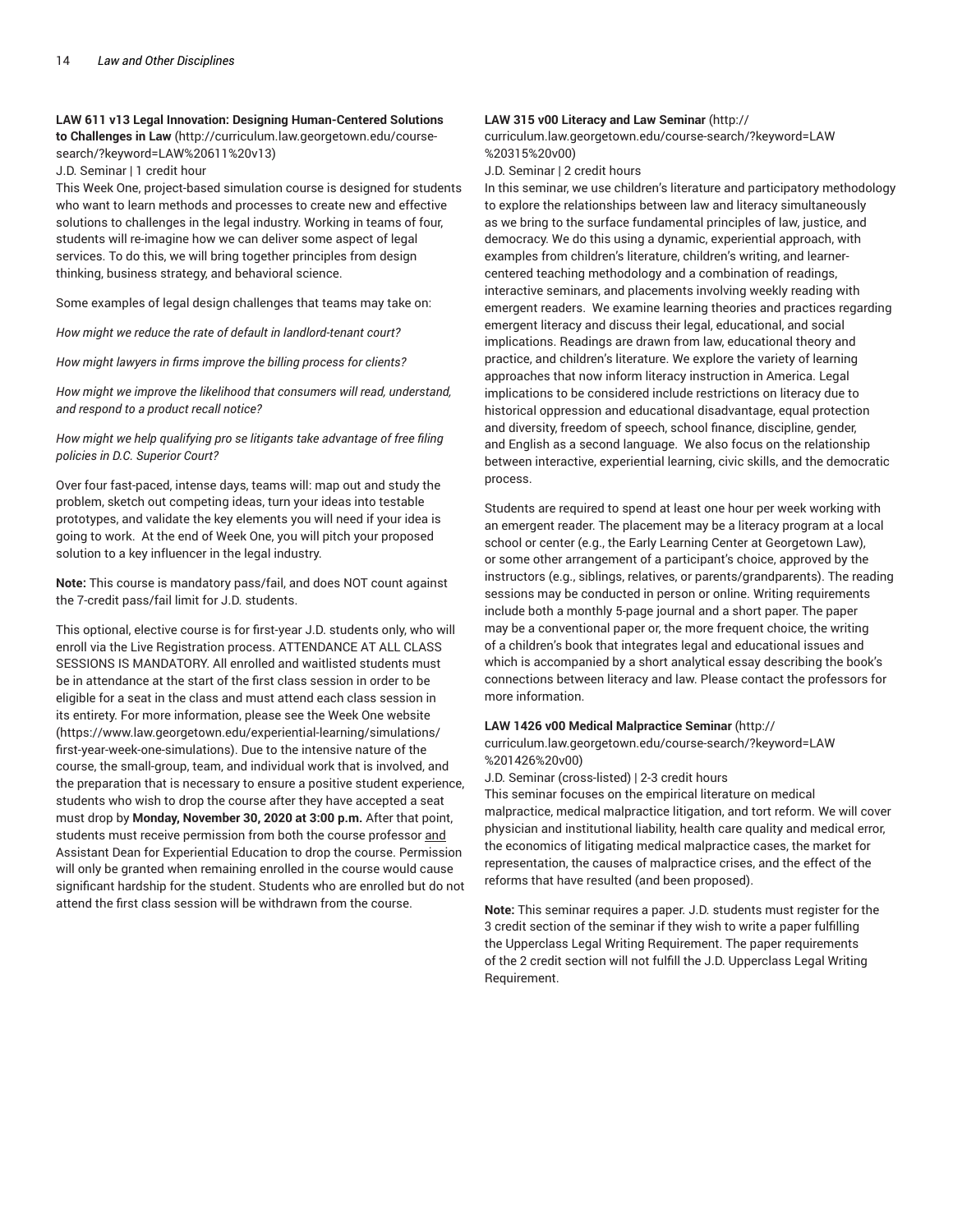**LAW 611 v13 Legal Innovation: Designing Human-Centered Solutions to Challenges in Law** (http://curriculum.law.georgetown.edu/course-search/?keyword=LAW%20611%20v13)

J.D. Seminar | 1 credit hour

This Week One, project-based simulation course is designed for students who want to learn methods and processes to create new and effective solutions to challenges in the legal industry. Working in teams of four, students will re-imagine how we can deliver some aspect of legal services. To do this, we will bring together principles from design thinking, business strategy, and behavioral science.

Some examples of legal design challenges that teams may take on:

*How might we reduce the rate of default in landlord-tenant court?*

*How might lawyers in firms improve the billing process for clients?*

*How might we improve the likelihood that consumers will read, understand, and respond to a product recall notice?*

*How might we help qualifying pro se litigants take advantage of free filing policies in D.C. Superior Court?*

Over four fast-paced, intense days, teams will: map out and study the problem, sketch out competing ideas, turn your ideas into testable prototypes, and validate the key elements you will need if your idea is going to work. At the end of Week One, you will pitch your proposed solution to a key influencer in the legal industry.

**Note:** This course is mandatory pass/fail, and does NOT count against the 7-credit pass/fail limit for J.D. students.

This optional, elective course is for first-year J.D. students only, who will enroll via the Live Registration process. ATTENDANCE AT ALL CLASS SESSIONS IS MANDATORY. All enrolled and waitlisted students must be in attendance at the start of the first class session in order to be eligible for a seat in the class and must attend each class session in its entirety. For more information, please see the Week One website (https://www.law.georgetown.edu/experiential-learning/simulations/first-year-week-one-simulations). Due to the intensive nature of the course, the small-group, team, and individual work that is involved, and the preparation that is necessary to ensure a positive student experience, students who wish to drop the course after they have accepted a seat must drop by **Monday, November 30, 2020 at 3:00 p.m.** After that point, students must receive permission from both the course professor and Assistant Dean for Experiential Education to drop the course. Permission will only be granted when remaining enrolled in the course would cause significant hardship for the student. Students who are enrolled but do not attend the first class session will be withdrawn from the course.

**LAW 315 v00 Literacy and Law Seminar** (http://curriculum.law.georgetown.edu/course-search/?keyword=LAW%20315%20v00)

J.D. Seminar | 2 credit hours

In this seminar, we use children's literature and participatory methodology to explore the relationships between law and literacy simultaneously as we bring to the surface fundamental principles of law, justice, and democracy. We do this using a dynamic, experiential approach, with examples from children's literature, children's writing, and learner-centered teaching methodology and a combination of readings, interactive seminars, and placements involving weekly reading with emergent readers. We examine learning theories and practices regarding emergent literacy and discuss their legal, educational, and social implications. Readings are drawn from law, educational theory and practice, and children's literature. We explore the variety of learning approaches that now inform literacy instruction in America. Legal implications to be considered include restrictions on literacy due to historical oppression and educational disadvantage, equal protection and diversity, freedom of speech, school finance, discipline, gender, and English as a second language. We also focus on the relationship between interactive, experiential learning, civic skills, and the democratic process.

Students are required to spend at least one hour per week working with an emergent reader. The placement may be a literacy program at a local school or center (e.g., the Early Learning Center at Georgetown Law), or some other arrangement of a participant's choice, approved by the instructors (e.g., siblings, relatives, or parents/grandparents). The reading sessions may be conducted in person or online. Writing requirements include both a monthly 5-page journal and a short paper. The paper may be a conventional paper or, the more frequent choice, the writing of a children's book that integrates legal and educational issues and which is accompanied by a short analytical essay describing the book's connections between literacy and law. Please contact the professors for more information.

**LAW 1426 v00 Medical Malpractice Seminar** (http://curriculum.law.georgetown.edu/course-search/?keyword=LAW%201426%20v00)

J.D. Seminar (cross-listed) | 2-3 credit hours

This seminar focuses on the empirical literature on medical malpractice, medical malpractice litigation, and tort reform. We will cover physician and institutional liability, health care quality and medical error, the economics of litigating medical malpractice cases, the market for representation, the causes of malpractice crises, and the effect of the reforms that have resulted (and been proposed).

**Note:** This seminar requires a paper. J.D. students must register for the 3 credit section of the seminar if they wish to write a paper fulfilling the Upperclass Legal Writing Requirement. The paper requirements of the 2 credit section will not fulfill the J.D. Upperclass Legal Writing Requirement.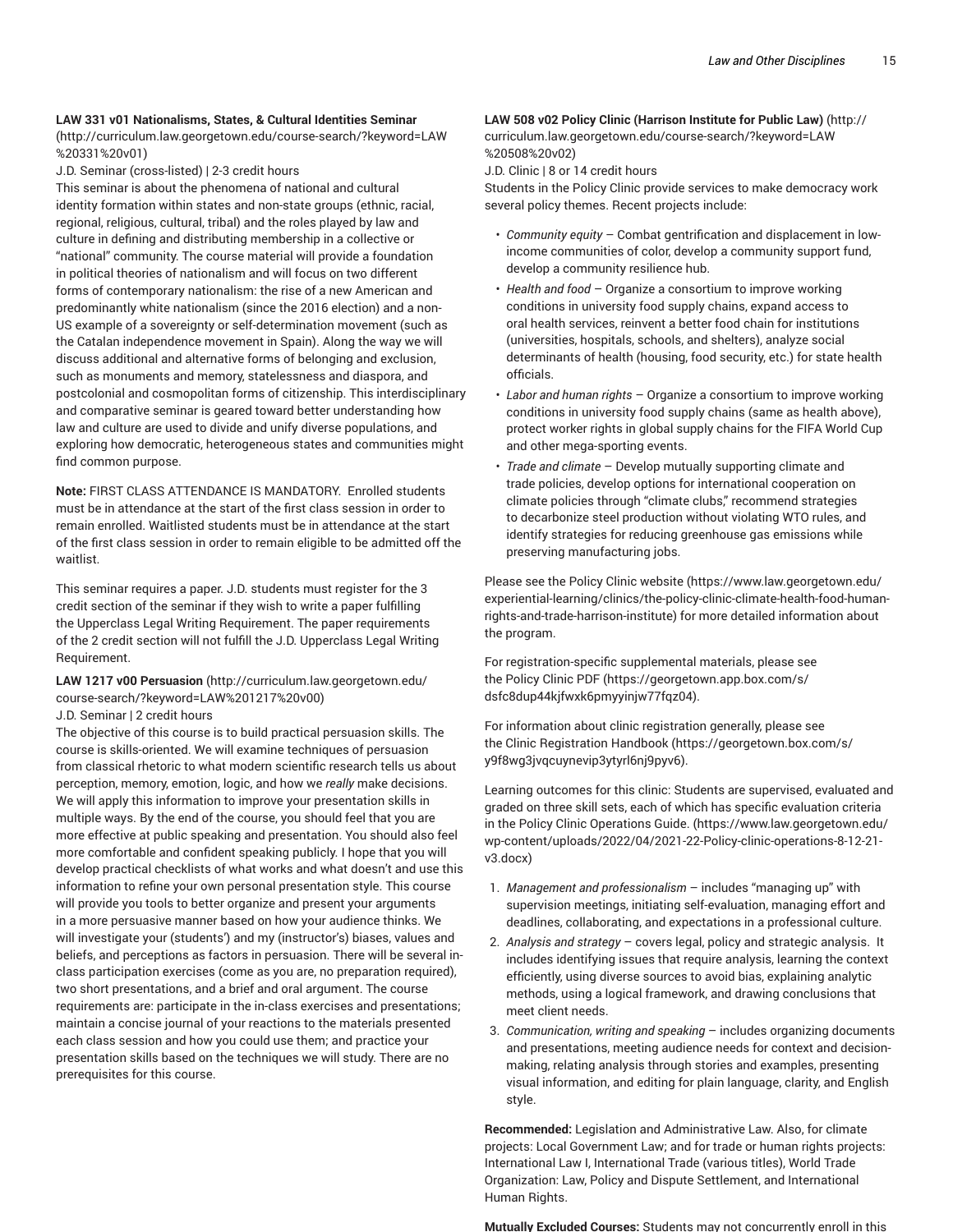**LAW 331 v01 Nationalisms, States, & Cultural Identities Seminar** (http://curriculum.law.georgetown.edu/course-search/?keyword=LAW%20331%20v01)

J.D. Seminar (cross-listed) | 2-3 credit hours

This seminar is about the phenomena of national and cultural identity formation within states and non-state groups (ethnic, racial, regional, religious, cultural, tribal) and the roles played by law and culture in defining and distributing membership in a collective or "national" community. The course material will provide a foundation in political theories of nationalism and will focus on two different forms of contemporary nationalism: the rise of a new American and predominantly white nationalism (since the 2016 election) and a non-US example of a sovereignty or self-determination movement (such as the Catalan independence movement in Spain). Along the way we will discuss additional and alternative forms of belonging and exclusion, such as monuments and memory, statelessness and diaspora, and postcolonial and cosmopolitan forms of citizenship. This interdisciplinary and comparative seminar is geared toward better understanding how law and culture are used to divide and unify diverse populations, and exploring how democratic, heterogeneous states and communities might find common purpose.

**Note:** FIRST CLASS ATTENDANCE IS MANDATORY. Enrolled students must be in attendance at the start of the first class session in order to remain enrolled. Waitlisted students must be in attendance at the start of the first class session in order to remain eligible to be admitted off the waitlist.

This seminar requires a paper. J.D. students must register for the 3 credit section of the seminar if they wish to write a paper fulfilling the Upperclass Legal Writing Requirement. The paper requirements of the 2 credit section will not fulfill the J.D. Upperclass Legal Writing Requirement.

**LAW 1217 v00 Persuasion** (http://curriculum.law.georgetown.edu/course-search/?keyword=LAW%201217%20v00)

J.D. Seminar | 2 credit hours

The objective of this course is to build practical persuasion skills. The course is skills-oriented. We will examine techniques of persuasion from classical rhetoric to what modern scientific research tells us about perception, memory, emotion, logic, and how we *really* make decisions. We will apply this information to improve your presentation skills in multiple ways. By the end of the course, you should feel that you are more effective at public speaking and presentation. You should also feel more comfortable and confident speaking publicly. I hope that you will develop practical checklists of what works and what doesn't and use this information to refine your own personal presentation style. This course will provide you tools to better organize and present your arguments in a more persuasive manner based on how your audience thinks. We will investigate your (students') and my (instructor's) biases, values and beliefs, and perceptions as factors in persuasion. There will be several in-class participation exercises (come as you are, no preparation required), two short presentations, and a brief and oral argument. The course requirements are: participate in the in-class exercises and presentations; maintain a concise journal of your reactions to the materials presented each class session and how you could use them; and practice your presentation skills based on the techniques we will study. There are no prerequisites for this course.

**LAW 508 v02 Policy Clinic (Harrison Institute for Public Law)** (http://curriculum.law.georgetown.edu/course-search/?keyword=LAW%20508%20v02)

J.D. Clinic | 8 or 14 credit hours

Students in the Policy Clinic provide services to make democracy work several policy themes. Recent projects include:

- *Community equity* – Combat gentrification and displacement in low-income communities of color, develop a community support fund, develop a community resilience hub.
- *Health and food* – Organize a consortium to improve working conditions in university food supply chains, expand access to oral health services, reinvent a better food chain for institutions (universities, hospitals, schools, and shelters), analyze social determinants of health (housing, food security, etc.) for state health officials.
- *Labor and human rights* – Organize a consortium to improve working conditions in university food supply chains (same as health above), protect worker rights in global supply chains for the FIFA World Cup and other mega-sporting events.
- *Trade and climate* – Develop mutually supporting climate and trade policies, develop options for international cooperation on climate policies through "climate clubs," recommend strategies to decarbonize steel production without violating WTO rules, and identify strategies for reducing greenhouse gas emissions while preserving manufacturing jobs.

Please see the Policy Clinic website (https://www.law.georgetown.edu/experiential-learning/clinics/the-policy-clinic-climate-health-food-human-rights-and-trade-harrison-institute) for more detailed information about the program.

For registration-specific supplemental materials, please see the Policy Clinic PDF (https://georgetown.app.box.com/s/dsfc8dup44kjfwxk6pmyyinjw77fqz04).

For information about clinic registration generally, please see the Clinic Registration Handbook (https://georgetown.box.com/s/y9f8wg3jvqcuynevip3ytyrl6nj9pyv6).

Learning outcomes for this clinic: Students are supervised, evaluated and graded on three skill sets, each of which has specific evaluation criteria in the Policy Clinic Operations Guide. (https://www.law.georgetown.edu/wp-content/uploads/2022/04/2021-22-Policy-clinic-operations-8-12-21-v3.docx)

1. *Management and professionalism* – includes "managing up" with supervision meetings, initiating self-evaluation, managing effort and deadlines, collaborating, and expectations in a professional culture.
2. *Analysis and strategy* – covers legal, policy and strategic analysis. It includes identifying issues that require analysis, learning the context efficiently, using diverse sources to avoid bias, explaining analytic methods, using a logical framework, and drawing conclusions that meet client needs.
3. *Communication, writing and speaking* – includes organizing documents and presentations, meeting audience needs for context and decision-making, relating analysis through stories and examples, presenting visual information, and editing for plain language, clarity, and English style.

**Recommended:** Legislation and Administrative Law. Also, for climate projects: Local Government Law; and for trade or human rights projects: International Law I, International Trade (various titles), World Trade Organization: Law, Policy and Dispute Settlement, and International Human Rights.

**Mutually Excluded Courses:** Students may not concurrently enroll in this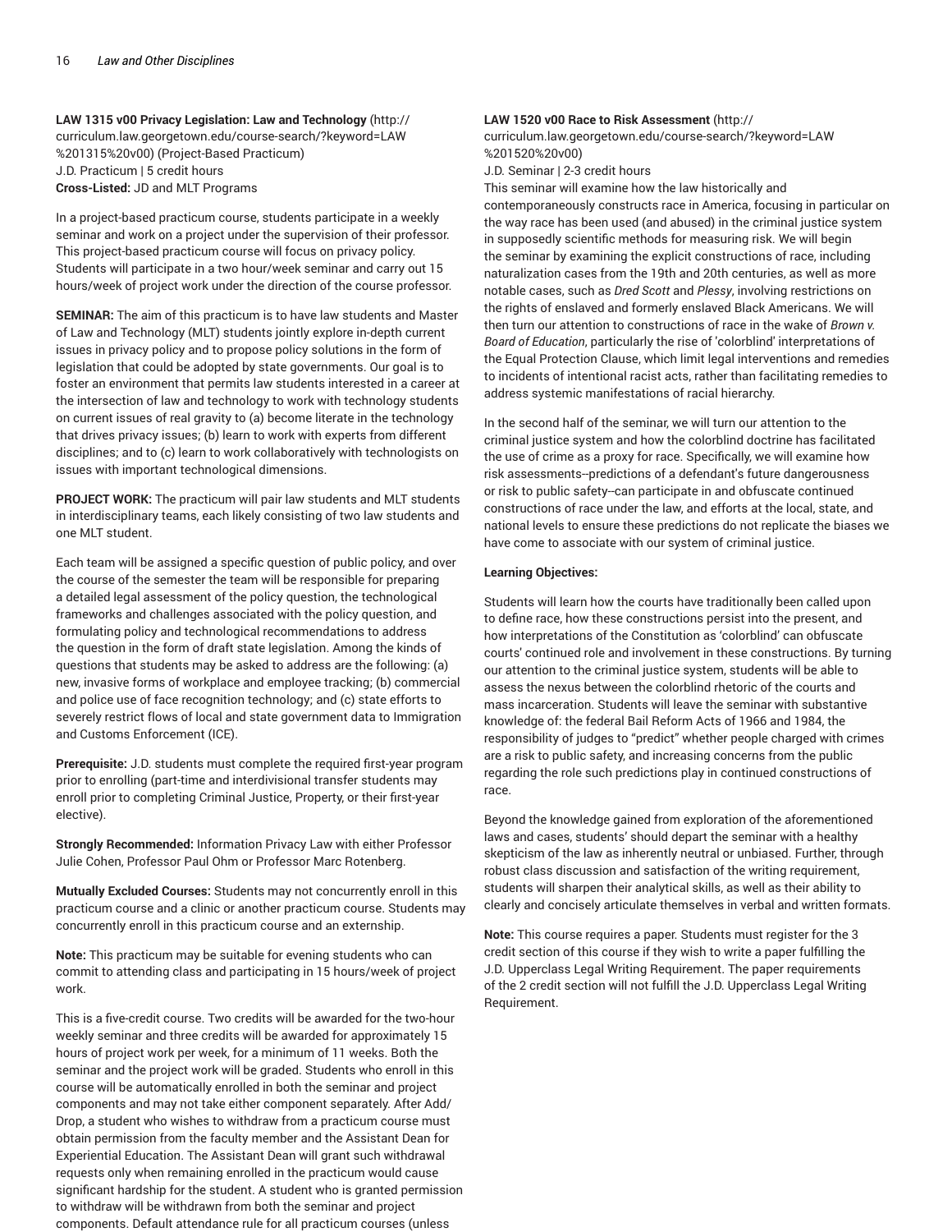**LAW 1315 v00 Privacy Legislation: Law and Technology** (http://curriculum.law.georgetown.edu/course-search/?keyword=LAW%201315%20v00) (Project-Based Practicum)
J.D. Practicum | 5 credit hours
**Cross-Listed:** JD and MLT Programs

In a project-based practicum course, students participate in a weekly seminar and work on a project under the supervision of their professor. This project-based practicum course will focus on privacy policy. Students will participate in a two hour/week seminar and carry out 15 hours/week of project work under the direction of the course professor.

**SEMINAR:** The aim of this practicum is to have law students and Master of Law and Technology (MLT) students jointly explore in-depth current issues in privacy policy and to propose policy solutions in the form of legislation that could be adopted by state governments. Our goal is to foster an environment that permits law students interested in a career at the intersection of law and technology to work with technology students on current issues of real gravity to (a) become literate in the technology that drives privacy issues; (b) learn to work with experts from different disciplines; and to (c) learn to work collaboratively with technologists on issues with important technological dimensions.

**PROJECT WORK:** The practicum will pair law students and MLT students in interdisciplinary teams, each likely consisting of two law students and one MLT student.

Each team will be assigned a specific question of public policy, and over the course of the semester the team will be responsible for preparing a detailed legal assessment of the policy question, the technological frameworks and challenges associated with the policy question, and formulating policy and technological recommendations to address the question in the form of draft state legislation. Among the kinds of questions that students may be asked to address are the following: (a) new, invasive forms of workplace and employee tracking; (b) commercial and police use of face recognition technology; and (c) state efforts to severely restrict flows of local and state government data to Immigration and Customs Enforcement (ICE).

**Prerequisite:** J.D. students must complete the required first-year program prior to enrolling (part-time and interdivisional transfer students may enroll prior to completing Criminal Justice, Property, or their first-year elective).

**Strongly Recommended:** Information Privacy Law with either Professor Julie Cohen, Professor Paul Ohm or Professor Marc Rotenberg.

**Mutually Excluded Courses:** Students may not concurrently enroll in this practicum course and a clinic or another practicum course. Students may concurrently enroll in this practicum course and an externship.

**Note:** This practicum may be suitable for evening students who can commit to attending class and participating in 15 hours/week of project work.

This is a five-credit course. Two credits will be awarded for the two-hour weekly seminar and three credits will be awarded for approximately 15 hours of project work per week, for a minimum of 11 weeks. Both the seminar and the project work will be graded. Students who enroll in this course will be automatically enrolled in both the seminar and project components and may not take either component separately. After Add/Drop, a student who wishes to withdraw from a practicum course must obtain permission from the faculty member and the Assistant Dean for Experiential Education. The Assistant Dean will grant such withdrawal requests only when remaining enrolled in the practicum would cause significant hardship for the student. A student who is granted permission to withdraw will be withdrawn from both the seminar and project components. Default attendance rule for all practicum courses (unless

**LAW 1520 v00 Race to Risk Assessment** (http://curriculum.law.georgetown.edu/course-search/?keyword=LAW%201520%20v00)
J.D. Seminar | 2-3 credit hours
This seminar will examine how the law historically and contemporaneously constructs race in America, focusing in particular on the way race has been used (and abused) in the criminal justice system in supposedly scientific methods for measuring risk. We will begin the seminar by examining the explicit constructions of race, including naturalization cases from the 19th and 20th centuries, as well as more notable cases, such as *Dred Scott* and *Plessy*, involving restrictions on the rights of enslaved and formerly enslaved Black Americans. We will then turn our attention to constructions of race in the wake of *Brown v. Board of Education*, particularly the rise of 'colorblind' interpretations of the Equal Protection Clause, which limit legal interventions and remedies to incidents of intentional racist acts, rather than facilitating remedies to address systemic manifestations of racial hierarchy.

In the second half of the seminar, we will turn our attention to the criminal justice system and how the colorblind doctrine has facilitated the use of crime as a proxy for race. Specifically, we will examine how risk assessments--predictions of a defendant's future dangerousness or risk to public safety--can participate in and obfuscate continued constructions of race under the law, and efforts at the local, state, and national levels to ensure these predictions do not replicate the biases we have come to associate with our system of criminal justice.

**Learning Objectives:**

Students will learn how the courts have traditionally been called upon to define race, how these constructions persist into the present, and how interpretations of the Constitution as 'colorblind' can obfuscate courts' continued role and involvement in these constructions. By turning our attention to the criminal justice system, students will be able to assess the nexus between the colorblind rhetoric of the courts and mass incarceration. Students will leave the seminar with substantive knowledge of: the federal Bail Reform Acts of 1966 and 1984, the responsibility of judges to "predict" whether people charged with crimes are a risk to public safety, and increasing concerns from the public regarding the role such predictions play in continued constructions of race.

Beyond the knowledge gained from exploration of the aforementioned laws and cases, students' should depart the seminar with a healthy skepticism of the law as inherently neutral or unbiased. Further, through robust class discussion and satisfaction of the writing requirement, students will sharpen their analytical skills, as well as their ability to clearly and concisely articulate themselves in verbal and written formats.

**Note:** This course requires a paper. Students must register for the 3 credit section of this course if they wish to write a paper fulfilling the J.D. Upperclass Legal Writing Requirement. The paper requirements of the 2 credit section will not fulfill the J.D. Upperclass Legal Writing Requirement.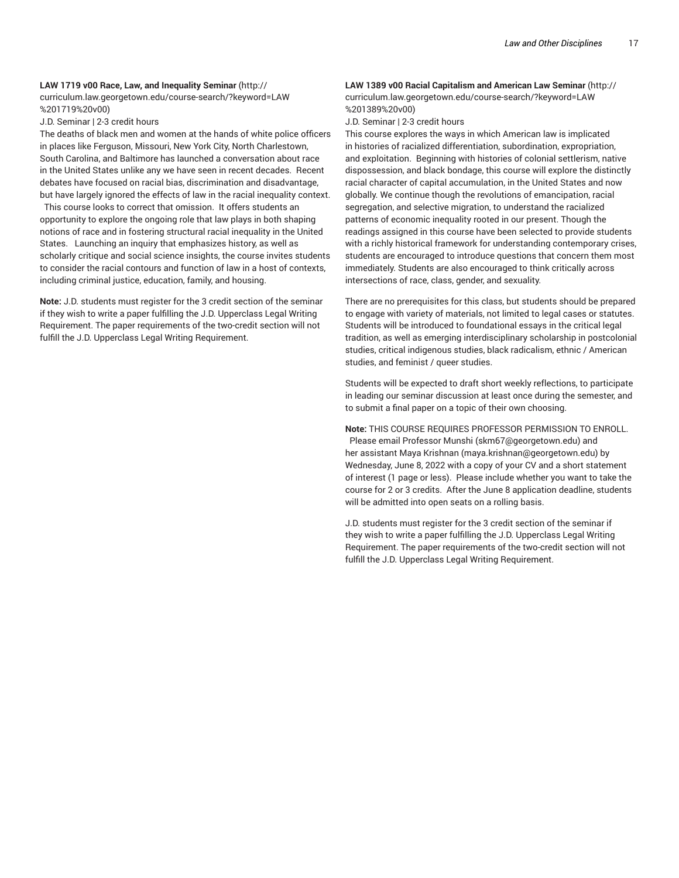**LAW 1719 v00 Race, Law, and Inequality Seminar** (http://curriculum.law.georgetown.edu/course-search/?keyword=LAW%201719%20v00)

J.D. Seminar | 2-3 credit hours

The deaths of black men and women at the hands of white police officers in places like Ferguson, Missouri, New York City, North Charlestown, South Carolina, and Baltimore has launched a conversation about race in the United States unlike any we have seen in recent decades. Recent debates have focused on racial bias, discrimination and disadvantage, but have largely ignored the effects of law in the racial inequality context. This course looks to correct that omission. It offers students an opportunity to explore the ongoing role that law plays in both shaping notions of race and in fostering structural racial inequality in the United States. Launching an inquiry that emphasizes history, as well as scholarly critique and social science insights, the course invites students to consider the racial contours and function of law in a host of contexts, including criminal justice, education, family, and housing.

**Note:** J.D. students must register for the 3 credit section of the seminar if they wish to write a paper fulfilling the J.D. Upperclass Legal Writing Requirement. The paper requirements of the two-credit section will not fulfill the J.D. Upperclass Legal Writing Requirement.

**LAW 1389 v00 Racial Capitalism and American Law Seminar** (http://curriculum.law.georgetown.edu/course-search/?keyword=LAW%201389%20v00)

J.D. Seminar | 2-3 credit hours

This course explores the ways in which American law is implicated in histories of racialized differentiation, subordination, expropriation, and exploitation. Beginning with histories of colonial settlerism, native dispossession, and black bondage, this course will explore the distinctly racial character of capital accumulation, in the United States and now globally. We continue though the revolutions of emancipation, racial segregation, and selective migration, to understand the racialized patterns of economic inequality rooted in our present. Though the readings assigned in this course have been selected to provide students with a richly historical framework for understanding contemporary crises, students are encouraged to introduce questions that concern them most immediately. Students are also encouraged to think critically across intersections of race, class, gender, and sexuality.

There are no prerequisites for this class, but students should be prepared to engage with variety of materials, not limited to legal cases or statutes. Students will be introduced to foundational essays in the critical legal tradition, as well as emerging interdisciplinary scholarship in postcolonial studies, critical indigenous studies, black radicalism, ethnic / American studies, and feminist / queer studies.

Students will be expected to draft short weekly reflections, to participate in leading our seminar discussion at least once during the semester, and to submit a final paper on a topic of their own choosing.

**Note:** THIS COURSE REQUIRES PROFESSOR PERMISSION TO ENROLL. Please email Professor Munshi (skm67@georgetown.edu) and her assistant Maya Krishnan (maya.krishnan@georgetown.edu) by Wednesday, June 8, 2022 with a copy of your CV and a short statement of interest (1 page or less). Please include whether you want to take the course for 2 or 3 credits. After the June 8 application deadline, students will be admitted into open seats on a rolling basis.

J.D. students must register for the 3 credit section of the seminar if they wish to write a paper fulfilling the J.D. Upperclass Legal Writing Requirement. The paper requirements of the two-credit section will not fulfill the J.D. Upperclass Legal Writing Requirement.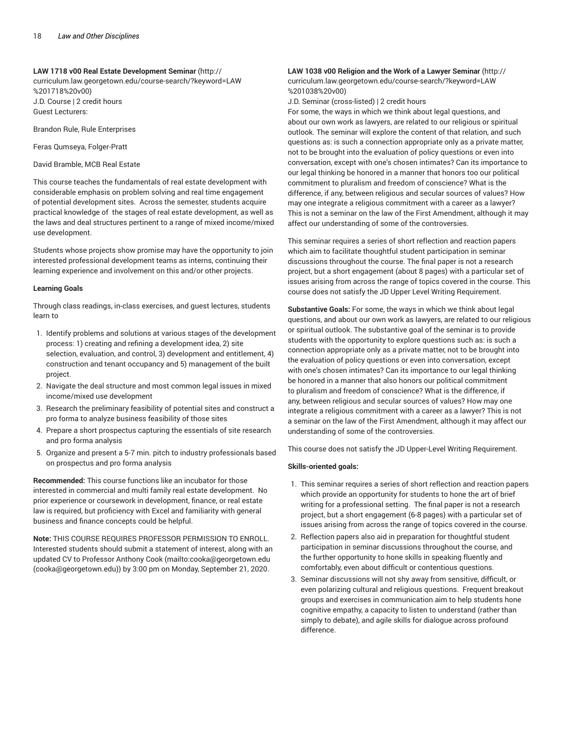**LAW 1718 v00 Real Estate Development Seminar** (http://curriculum.law.georgetown.edu/course-search/?keyword=LAW%201718%20v00)
J.D. Course | 2 credit hours
Guest Lecturers:

Brandon Rule, Rule Enterprises

Feras Qumseya, Folger-Pratt

David Bramble, MCB Real Estate

This course teaches the fundamentals of real estate development with considerable emphasis on problem solving and real time engagement of potential development sites. Across the semester, students acquire practical knowledge of the stages of real estate development, as well as the laws and deal structures pertinent to a range of mixed income/mixed use development.

Students whose projects show promise may have the opportunity to join interested professional development teams as interns, continuing their learning experience and involvement on this and/or other projects.

**Learning Goals**

Through class readings, in-class exercises, and guest lectures, students learn to

1. Identify problems and solutions at various stages of the development process: 1) creating and refining a development idea, 2) site selection, evaluation, and control, 3) development and entitlement, 4) construction and tenant occupancy and 5) management of the built project.
2. Navigate the deal structure and most common legal issues in mixed income/mixed use development
3. Research the preliminary feasibility of potential sites and construct a pro forma to analyze business feasibility of those sites
4. Prepare a short prospectus capturing the essentials of site research and pro forma analysis
5. Organize and present a 5-7 min. pitch to industry professionals based on prospectus and pro forma analysis

**Recommended:** This course functions like an incubator for those interested in commercial and multi family real estate development. No prior experience or coursework in development, finance, or real estate law is required, but proficiency with Excel and familiarity with general business and finance concepts could be helpful.

**Note:** THIS COURSE REQUIRES PROFESSOR PERMISSION TO ENROLL. Interested students should submit a statement of interest, along with an updated CV to Professor Anthony Cook (mailto:cooka@georgetown.edu (cooka@georgetown.edu)) by 3:00 pm on Monday, September 21, 2020.

**LAW 1038 v00 Religion and the Work of a Lawyer Seminar** (http://curriculum.law.georgetown.edu/course-search/?keyword=LAW%201038%20v00)
J.D. Seminar (cross-listed) | 2 credit hours
For some, the ways in which we think about legal questions, and about our own work as lawyers, are related to our religious or spiritual outlook. The seminar will explore the content of that relation, and such questions as: is such a connection appropriate only as a private matter, not to be brought into the evaluation of policy questions or even into conversation, except with one's chosen intimates? Can its importance to our legal thinking be honored in a manner that honors too our political commitment to pluralism and freedom of conscience? What is the difference, if any, between religious and secular sources of values? How may one integrate a religious commitment with a career as a lawyer? This is not a seminar on the law of the First Amendment, although it may affect our understanding of some of the controversies.

This seminar requires a series of short reflection and reaction papers which aim to facilitate thoughtful student participation in seminar discussions throughout the course. The final paper is not a research project, but a short engagement (about 8 pages) with a particular set of issues arising from across the range of topics covered in the course. This course does not satisfy the JD Upper Level Writing Requirement.

**Substantive Goals:** For some, the ways in which we think about legal questions, and about our own work as lawyers, are related to our religious or spiritual outlook. The substantive goal of the seminar is to provide students with the opportunity to explore questions such as: is such a connection appropriate only as a private matter, not to be brought into the evaluation of policy questions or even into conversation, except with one's chosen intimates? Can its importance to our legal thinking be honored in a manner that also honors our political commitment to pluralism and freedom of conscience? What is the difference, if any, between religious and secular sources of values? How may one integrate a religious commitment with a career as a lawyer? This is not a seminar on the law of the First Amendment, although it may affect our understanding of some of the controversies.

This course does not satisfy the JD Upper-Level Writing Requirement.

**Skills-oriented goals:**

1. This seminar requires a series of short reflection and reaction papers which provide an opportunity for students to hone the art of brief writing for a professional setting. The final paper is not a research project, but a short engagement (6-8 pages) with a particular set of issues arising from across the range of topics covered in the course.
2. Reflection papers also aid in preparation for thoughtful student participation in seminar discussions throughout the course, and the further opportunity to hone skills in speaking fluently and comfortably, even about difficult or contentious questions.
3. Seminar discussions will not shy away from sensitive, difficult, or even polarizing cultural and religious questions. Frequent breakout groups and exercises in communication aim to help students hone cognitive empathy, a capacity to listen to understand (rather than simply to debate), and agile skills for dialogue across profound difference.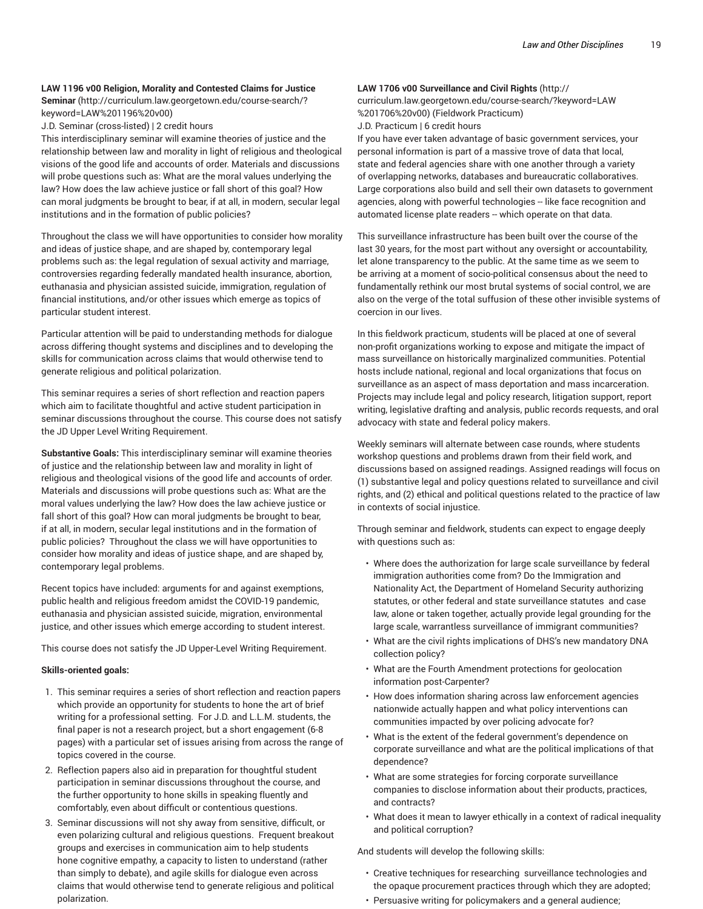**LAW 1196 v00 Religion, Morality and Contested Claims for Justice Seminar** (http://curriculum.law.georgetown.edu/course-search/?keyword=LAW%201196%20v00)

J.D. Seminar (cross-listed) | 2 credit hours

This interdisciplinary seminar will examine theories of justice and the relationship between law and morality in light of religious and theological visions of the good life and accounts of order. Materials and discussions will probe questions such as: What are the moral values underlying the law? How does the law achieve justice or fall short of this goal? How can moral judgments be brought to bear, if at all, in modern, secular legal institutions and in the formation of public policies?

Throughout the class we will have opportunities to consider how morality and ideas of justice shape, and are shaped by, contemporary legal problems such as: the legal regulation of sexual activity and marriage, controversies regarding federally mandated health insurance, abortion, euthanasia and physician assisted suicide, immigration, regulation of financial institutions, and/or other issues which emerge as topics of particular student interest.

Particular attention will be paid to understanding methods for dialogue across differing thought systems and disciplines and to developing the skills for communication across claims that would otherwise tend to generate religious and political polarization.

This seminar requires a series of short reflection and reaction papers which aim to facilitate thoughtful and active student participation in seminar discussions throughout the course. This course does not satisfy the JD Upper Level Writing Requirement.

**Substantive Goals:** This interdisciplinary seminar will examine theories of justice and the relationship between law and morality in light of religious and theological visions of the good life and accounts of order. Materials and discussions will probe questions such as: What are the moral values underlying the law? How does the law achieve justice or fall short of this goal? How can moral judgments be brought to bear, if at all, in modern, secular legal institutions and in the formation of public policies? Throughout the class we will have opportunities to consider how morality and ideas of justice shape, and are shaped by, contemporary legal problems.

Recent topics have included: arguments for and against exemptions, public health and religious freedom amidst the COVID-19 pandemic, euthanasia and physician assisted suicide, migration, environmental justice, and other issues which emerge according to student interest.

This course does not satisfy the JD Upper-Level Writing Requirement.

**Skills-oriented goals:**

1. This seminar requires a series of short reflection and reaction papers which provide an opportunity for students to hone the art of brief writing for a professional setting. For J.D. and L.L.M. students, the final paper is not a research project, but a short engagement (6-8 pages) with a particular set of issues arising from across the range of topics covered in the course.
2. Reflection papers also aid in preparation for thoughtful student participation in seminar discussions throughout the course, and the further opportunity to hone skills in speaking fluently and comfortably, even about difficult or contentious questions.
3. Seminar discussions will not shy away from sensitive, difficult, or even polarizing cultural and religious questions. Frequent breakout groups and exercises in communication aim to help students hone cognitive empathy, a capacity to listen to understand (rather than simply to debate), and agile skills for dialogue even across claims that would otherwise tend to generate religious and political polarization.

**LAW 1706 v00 Surveillance and Civil Rights** (http://curriculum.law.georgetown.edu/course-search/?keyword=LAW%201706%20v00) (Fieldwork Practicum)

J.D. Practicum | 6 credit hours

If you have ever taken advantage of basic government services, your personal information is part of a massive trove of data that local, state and federal agencies share with one another through a variety of overlapping networks, databases and bureaucratic collaboratives. Large corporations also build and sell their own datasets to government agencies, along with powerful technologies -- like face recognition and automated license plate readers -- which operate on that data.

This surveillance infrastructure has been built over the course of the last 30 years, for the most part without any oversight or accountability, let alone transparency to the public. At the same time as we seem to be arriving at a moment of socio-political consensus about the need to fundamentally rethink our most brutal systems of social control, we are also on the verge of the total suffusion of these other invisible systems of coercion in our lives.

In this fieldwork practicum, students will be placed at one of several non-profit organizations working to expose and mitigate the impact of mass surveillance on historically marginalized communities. Potential hosts include national, regional and local organizations that focus on surveillance as an aspect of mass deportation and mass incarceration. Projects may include legal and policy research, litigation support, report writing, legislative drafting and analysis, public records requests, and oral advocacy with state and federal policy makers.

Weekly seminars will alternate between case rounds, where students workshop questions and problems drawn from their field work, and discussions based on assigned readings. Assigned readings will focus on (1) substantive legal and policy questions related to surveillance and civil rights, and (2) ethical and political questions related to the practice of law in contexts of social injustice.

Through seminar and fieldwork, students can expect to engage deeply with questions such as:

- Where does the authorization for large scale surveillance by federal immigration authorities come from? Do the Immigration and Nationality Act, the Department of Homeland Security authorizing statutes, or other federal and state surveillance statutes and case law, alone or taken together, actually provide legal grounding for the large scale, warrantless surveillance of immigrant communities?
- What are the civil rights implications of DHS's new mandatory DNA collection policy?
- What are the Fourth Amendment protections for geolocation information post-Carpenter?
- How does information sharing across law enforcement agencies nationwide actually happen and what policy interventions can communities impacted by over policing advocate for?
- What is the extent of the federal government's dependence on corporate surveillance and what are the political implications of that dependence?
- What are some strategies for forcing corporate surveillance companies to disclose information about their products, practices, and contracts?
- What does it mean to lawyer ethically in a context of radical inequality and political corruption?

And students will develop the following skills:

- Creative techniques for researching surveillance technologies and the opaque procurement practices through which they are adopted;
- Persuasive writing for policymakers and a general audience;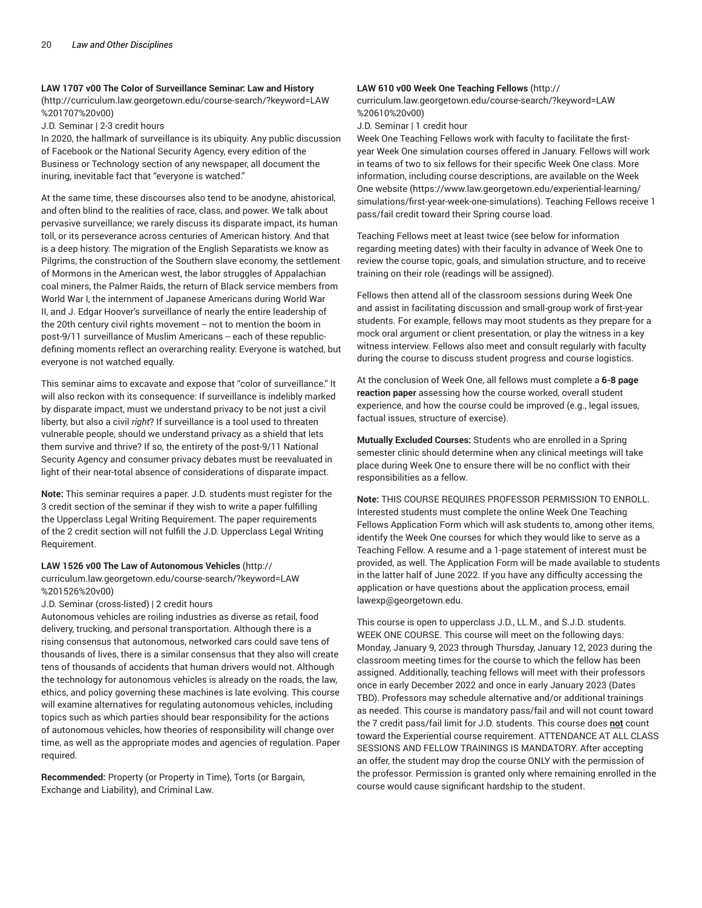**LAW 1707 v00 The Color of Surveillance Seminar: Law and History** (http://curriculum.law.georgetown.edu/course-search/?keyword=LAW%201707%20v00)

J.D. Seminar | 2-3 credit hours

In 2020, the hallmark of surveillance is its ubiquity. Any public discussion of Facebook or the National Security Agency, every edition of the Business or Technology section of any newspaper, all document the inuring, inevitable fact that "everyone is watched."

At the same time, these discourses also tend to be anodyne, ahistorical, and often blind to the realities of race, class, and power. We talk about pervasive surveillance; we rarely discuss its disparate impact, its human toll, or its perseverance across centuries of American history. And that is a deep history. The migration of the English Separatists we know as Pilgrims, the construction of the Southern slave economy, the settlement of Mormons in the American west, the labor struggles of Appalachian coal miners, the Palmer Raids, the return of Black service members from World War I, the internment of Japanese Americans during World War II, and J. Edgar Hoover's surveillance of nearly the entire leadership of the 20th century civil rights movement -- not to mention the boom in post-9/11 surveillance of Muslim Americans -- each of these republic-defining moments reflect an overarching reality: Everyone is watched, but everyone is not watched equally.

This seminar aims to excavate and expose that "color of surveillance." It will also reckon with its consequence: If surveillance is indelibly marked by disparate impact, must we understand privacy to be not just a civil liberty, but also a civil *right*? If surveillance is a tool used to threaten vulnerable people, should we understand privacy as a shield that lets them survive and thrive? If so, the entirety of the post-9/11 National Security Agency and consumer privacy debates must be reevaluated in light of their near-total absence of considerations of disparate impact.

**Note:** This seminar requires a paper. J.D. students must register for the 3 credit section of the seminar if they wish to write a paper fulfilling the Upperclass Legal Writing Requirement. The paper requirements of the 2 credit section will not fulfill the J.D. Upperclass Legal Writing Requirement.

**LAW 1526 v00 The Law of Autonomous Vehicles** (http://curriculum.law.georgetown.edu/course-search/?keyword=LAW%201526%20v00)

J.D. Seminar (cross-listed) | 2 credit hours

Autonomous vehicles are roiling industries as diverse as retail, food delivery, trucking, and personal transportation. Although there is a rising consensus that autonomous, networked cars could save tens of thousands of lives, there is a similar consensus that they also will create tens of thousands of accidents that human drivers would not. Although the technology for autonomous vehicles is already on the roads, the law, ethics, and policy governing these machines is late evolving. This course will examine alternatives for regulating autonomous vehicles, including topics such as which parties should bear responsibility for the actions of autonomous vehicles, how theories of responsibility will change over time, as well as the appropriate modes and agencies of regulation. Paper required.

**Recommended:** Property (or Property in Time), Torts (or Bargain, Exchange and Liability), and Criminal Law.

**LAW 610 v00 Week One Teaching Fellows** (http://curriculum.law.georgetown.edu/course-search/?keyword=LAW%20610%20v00)

J.D. Seminar | 1 credit hour

Week One Teaching Fellows work with faculty to facilitate the first-year Week One simulation courses offered in January. Fellows will work in teams of two to six fellows for their specific Week One class. More information, including course descriptions, are available on the Week One website (https://www.law.georgetown.edu/experiential-learning/simulations/first-year-week-one-simulations). Teaching Fellows receive 1 pass/fail credit toward their Spring course load.

Teaching Fellows meet at least twice (see below for information regarding meeting dates) with their faculty in advance of Week One to review the course topic, goals, and simulation structure, and to receive training on their role (readings will be assigned).

Fellows then attend all of the classroom sessions during Week One and assist in facilitating discussion and small-group work of first-year students. For example, fellows may moot students as they prepare for a mock oral argument or client presentation, or play the witness in a key witness interview. Fellows also meet and consult regularly with faculty during the course to discuss student progress and course logistics.

At the conclusion of Week One, all fellows must complete a **6-8 page reaction paper** assessing how the course worked, overall student experience, and how the course could be improved (e.g., legal issues, factual issues, structure of exercise).

**Mutually Excluded Courses:** Students who are enrolled in a Spring semester clinic should determine when any clinical meetings will take place during Week One to ensure there will be no conflict with their responsibilities as a fellow.

**Note:** THIS COURSE REQUIRES PROFESSOR PERMISSION TO ENROLL. Interested students must complete the online Week One Teaching Fellows Application Form which will ask students to, among other items, identify the Week One courses for which they would like to serve as a Teaching Fellow. A resume and a 1-page statement of interest must be provided, as well. The Application Form will be made available to students in the latter half of June 2022. If you have any difficulty accessing the application or have questions about the application process, email lawexp@georgetown.edu.

This course is open to upperclass J.D., LL.M., and S.J.D. students. WEEK ONE COURSE. This course will meet on the following days: Monday, January 9, 2023 through Thursday, January 12, 2023 during the classroom meeting times for the course to which the fellow has been assigned. Additionally, teaching fellows will meet with their professors once in early December 2022 and once in early January 2023 (Dates TBD). Professors may schedule alternative and/or additional trainings as needed. This course is mandatory pass/fail and will not count toward the 7 credit pass/fail limit for J.D. students. This course does **not** count toward the Experiential course requirement. ATTENDANCE AT ALL CLASS SESSIONS AND FELLOW TRAININGS IS MANDATORY. After accepting an offer, the student may drop the course ONLY with the permission of the professor. Permission is granted only where remaining enrolled in the course would cause significant hardship to the student.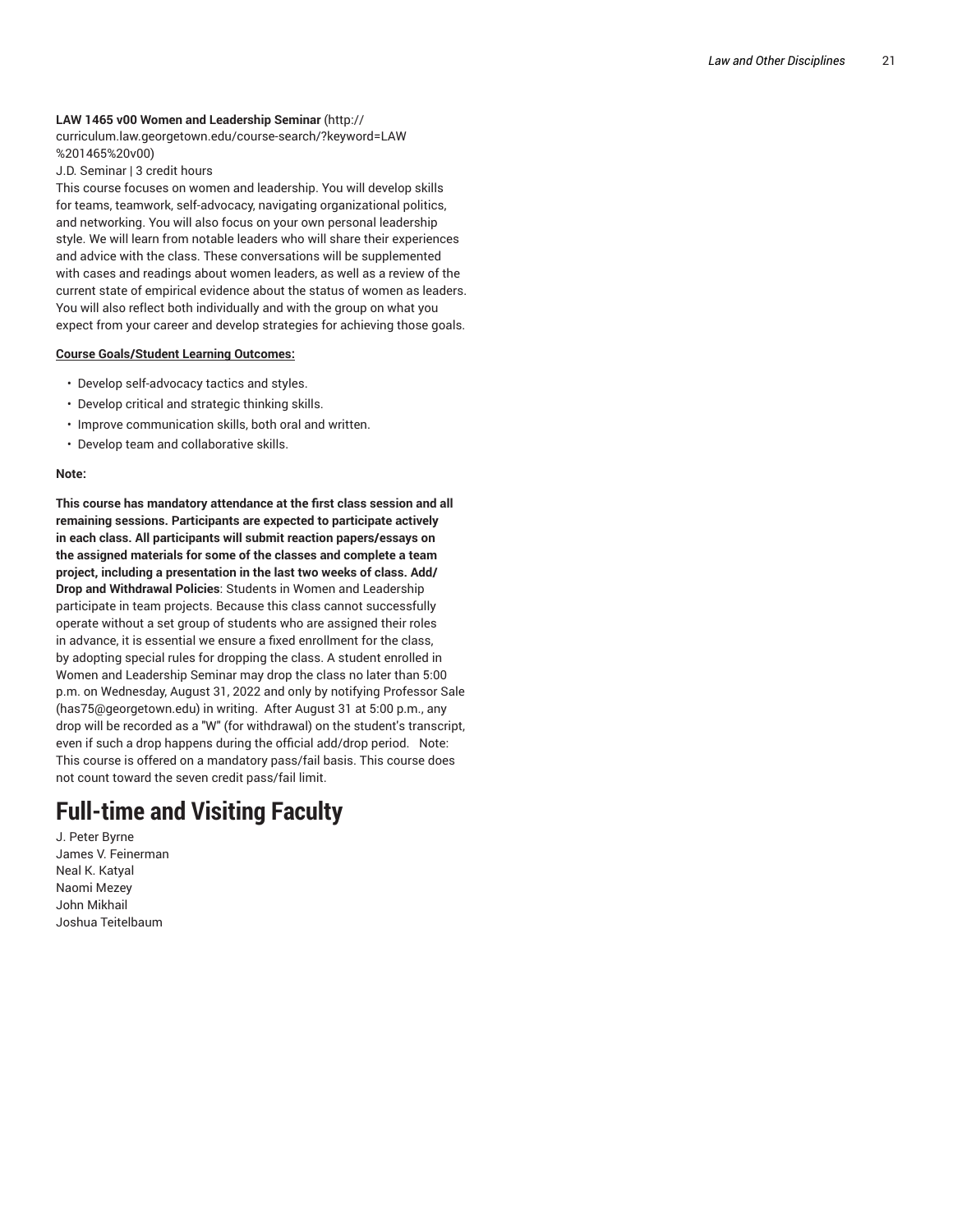**LAW 1465 v00 Women and Leadership Seminar** (http://curriculum.law.georgetown.edu/course-search/?keyword=LAW%201465%20v00)

J.D. Seminar | 3 credit hours

This course focuses on women and leadership. You will develop skills for teams, teamwork, self-advocacy, navigating organizational politics, and networking. You will also focus on your own personal leadership style. We will learn from notable leaders who will share their experiences and advice with the class. These conversations will be supplemented with cases and readings about women leaders, as well as a review of the current state of empirical evidence about the status of women as leaders. You will also reflect both individually and with the group on what you expect from your career and develop strategies for achieving those goals.

**Course Goals/Student Learning Outcomes:**

- Develop self-advocacy tactics and styles.
- Develop critical and strategic thinking skills.
- Improve communication skills, both oral and written.
- Develop team and collaborative skills.

**Note:**

**This course has mandatory attendance at the first class session and all remaining sessions. Participants are expected to participate actively in each class. All participants will submit reaction papers/essays on the assigned materials for some of the classes and complete a team project, including a presentation in the last two weeks of class. Add/Drop and Withdrawal Policies**: Students in Women and Leadership participate in team projects. Because this class cannot successfully operate without a set group of students who are assigned their roles in advance, it is essential we ensure a fixed enrollment for the class, by adopting special rules for dropping the class. A student enrolled in Women and Leadership Seminar may drop the class no later than 5:00 p.m. on Wednesday, August 31, 2022 and only by notifying Professor Sale (has75@georgetown.edu) in writing. After August 31 at 5:00 p.m., any drop will be recorded as a "W" (for withdrawal) on the student's transcript, even if such a drop happens during the official add/drop period. Note: This course is offered on a mandatory pass/fail basis. This course does not count toward the seven credit pass/fail limit.

# Full-time and Visiting Faculty

J. Peter Byrne
James V. Feinerman
Neal K. Katyal
Naomi Mezey
John Mikhail
Joshua Teitelbaum